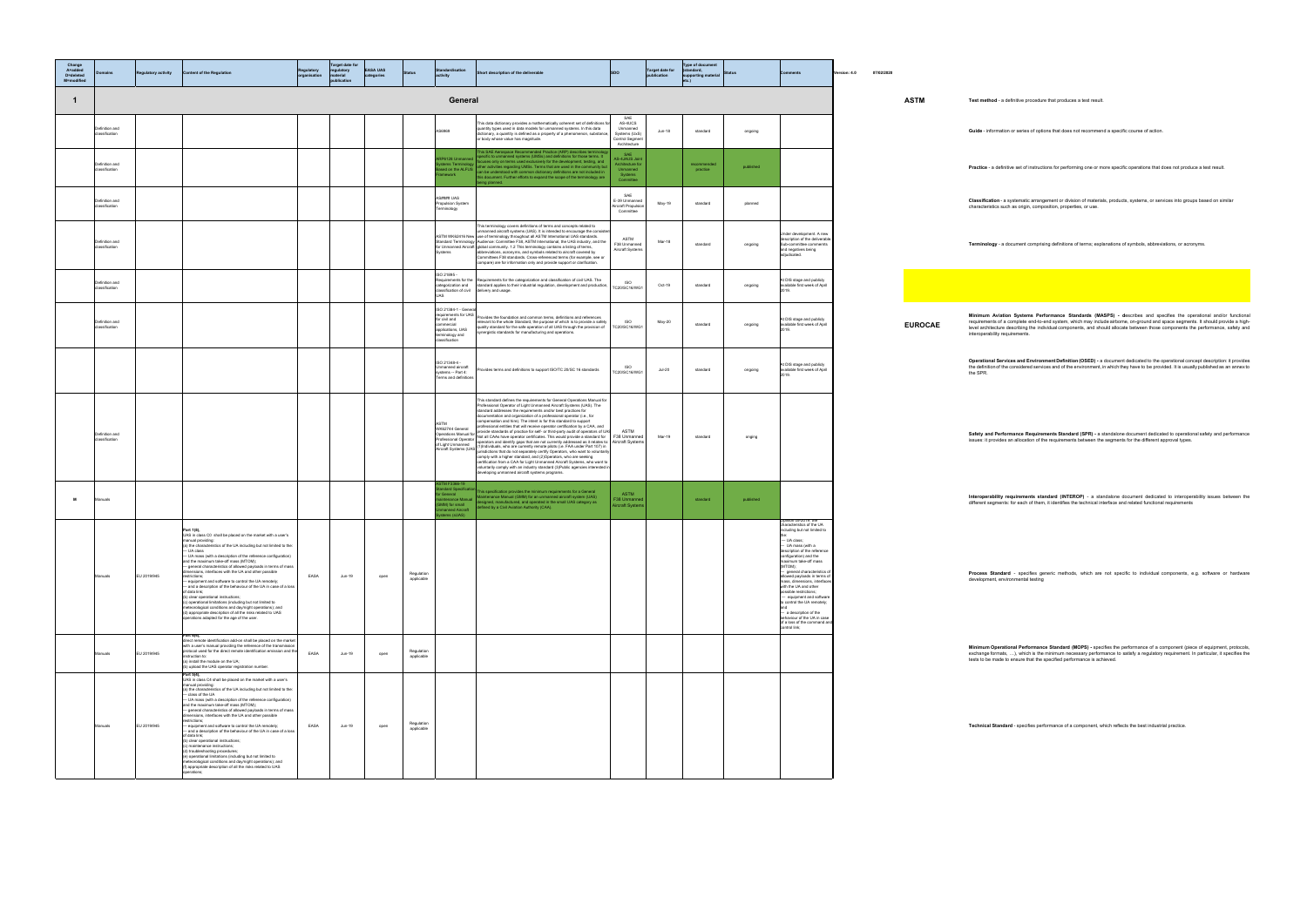Version: 4.0 07/02/2020

| Change A=added D=deleted M=modified | Domains | Regulatory activity | Content of the Regulation | Regulatory organisation | Target date for regulatory material publication | EASA UAS categories | Status | Standardisation activity | Short description of the deliverable | SDO | Target date for publication | Type of document (standard, supporting material etc.) | Status | Comments |
|---|---|---|---|---|---|---|---|---|---|---|---|---|---|---|
| **1** | | | | | | | | **General** | | | | | | |
| | Definition and classification | | | | | | | AS6969 | This data dictionary provides a mathematically coherent set of definitions for quantity types used in data models for unmanned systems. In this data dictionary, a quantity is defined as a property of a phenomenon, substance, or body whose value has magnitude. | SAE AS-4UCS Unmanned Systems (UxS) Control Segment Architecture | Jun-18 | standard | ongoing | |
| | Definition and classification | | | | | | | ARP6128 Unmanned Systems Terminology Based on the ALFUS Framework | This SAE Aerospace Recommended Practice (ARP) describes terminology specific to unmanned systems (UMSs) and definitions for those terms. It focuses only on terms used exclusively for the development, testing, and other activities regarding UMSs. Terms that are used in the community but can be understood with common dictionary definitions are not included in this document. Further efforts to expand the scope of the terminology are being planned. | SAE AS-4JAUS Joint Architecture for Unmanned Systems Committee | | recommended practice | published | |
| | Definition and classification | | | | | | | AS6689 UAS Propulsion System Terminology | | SAE E-39 Unmanned Aircraft Propulsion Committee | May-19 | standard | planned | |
| | Definition and classification | | | | | | | ASTM WK62416 New Standard Terminology for Unmanned Aircraft Systems | This terminology covers definitions of terms and concepts related to unmanned aircraft systems (UAS). It is intended to encourage the consistent use of terminology throughout all ASTM International UAS standards. Audience: Committee F38, ASTM International, the UAS industry, and the global community. 1.2 This terminology contains a listing of terms, abbreviations, acronyms, and symbols related to aircraft covered by Committees F38 standards. Cross-referenced terms (for example, see or compare) are for information only and provide support or clarification. | ASTM F38 Unmanned Aircraft Systems | Mar-19 | standard | ongoing | Under development. A new description of the deliverable. Sub-committee comments and negatives being adjudicated. |
| | Definition and classification | | | | | | | ISO 21895 - Requirements for the categorization and classification of civil UAS | Requirements for the categorization and classification of civil UAS. The standard applies to their industrial regulation, development and production, delivery and usage. | ISO TC20/SC16/WG1 | Oct-19 | standard | ongoing | At DIS stage and publicly available first week of April 2019. |
| | Definition and classification | | | | | | | ISO 21384-1 - General requirements for UAS for civil and commercial applications, UAS terminology and classification | Provides the foundation and common terms, definitions and references relevant to the whole Standard, the purpose of which is to provide a safety quality standard for the safe operation of all UAS through the provision of synergistic standards for manufacturing and operations. | ISO TC20/SC16/WG1 | May-20 | standard | ongoing | At DIS stage and publicly available first week of April 2019. |
| | | | | | | | | ISO 21384-4 - Unmanned aircraft systems -- Part 4: Terms and definitions | Provides terms and definitions to support ISO/TC 20/SC 16 standards. | ISO TC20/SC16/WG1 | Jun-20 | standard | ongoing | At DIS stage and publicly available first week of April 2019. |
| | Definition and classification | | | | | | | ASTM WK62744 General Operations Manual for Professional Operator of Light Unmanned Aircraft Systems (UAS) | This standard defines the requirements for General Operations Manual for Professional Operator of Light Unmanned Aircraft Systems (UAS). The standard addresses the requirements and/or best practices for documentation and organization of a professional operator (i.e., for compensation and hire). The intent is for this standard to support professional entities that will receive operator certification by a CAA, and provide standards of practice for self- or third-party audit of operators of UAS that are not CAA operator certificates. This would provide a standard for operators and identify gaps that are not currently addressed as it relates to (1) individuals, who are currently remote pilots (i.e. FAA under Part 107) in jurisdictions that do not separately certify Operators, who want to voluntarily comply with a higher standard; and (2)Operators, who are seeking certification from a CAA for Light Unmanned Aircraft Systems, who want to voluntarily comply with an industry standard (3)Public agencies interested in developing unmanned aircraft systems programs. | ASTM F38 Unmanned Aircraft Systems | Mar-19 | standard | onging | |
| M | Manuals | | | | | | | ASTM F3366-19 Standard Specification for General Maintenance Manual (GMM) for small Unmanned Aircraft Systems (sUAS) | This specification provides the minimum requirements for a General Maintenance Manual (GMM) for an unmanned aircraft system (UAS) designed, manufactured, and operated in the small UAS category as defined by a Civil Aviation Authority (CAA). | ASTM F38 Unmanned Aircraft Systems | | standard | published | |
| | Manuals | EU 2019/945 | Part 1(6), UAS in class C0 shall be placed on the market with a user's manual providing: (a) the characteristics of the UA including but not limited to the: — UA class — UA mass (with a description of the reference configuration) and the maximum take-off mass (MTOM); — general characteristics of allowed payloads in terms of mass dimensions, interfaces with the UA and other possible restrictions; — equipment and software to control the UA remotely; — and a description of the behaviour of the UA in case of a loss of data link; (b) clear operational instructions; (c) operational limitations (including but not limited to meteorological conditions and day/night operations); and (d) appropriate description of all the risks related to UAS operations adapted for the age of the user. | EASA | Jun-19 | open | Regulation applicable | | | | | | | Operate (a)(6) the characteristics of the UA including but not limited to the: — UA class; — UA mass (with a description of the reference configuration) and the maximum take-off mass (MTOM); — general characteristics of allowed payloads in terms of mass, dimensions, interfaces with the UA and other possible restrictions; — equipment and software to control the UA remotely; and — a description of the behaviour of the UA in case of a loss of the command and control link. |
| | Manuals | EU 2019/945 | Part 6(4), direct remote identification add-on shall be placed on the market with a user's manual providing the reference of the transmission protocol used for the direct remote identification emission and the instruction to: (a) install the module on the UA; (b) upload the UAS operator registration number. | EASA | Jun-19 | open | Regulation applicable | | | | | | | |
| | Manuals | EU 2019/945 | Part 3(4), UAS in class C4 shall be placed on the market with a user's manual providing: (a) the characteristics of the UA including but not limited to the: — class of the UA — UA mass (with a description of the reference configuration) and the maximum take-off mass (MTOM); — general characteristics of allowed payloads in terms of mass dimensions, interfaces with the UA and other possible restrictions; — equipment and software to control the UA remotely; — and a description of the behaviour of the UA in case of a loss of data link; (b) clear operational instructions; (c) maintenance instructions; (d) troubleshooting procedures; (e) operational limitations (including but not limited to meteorological conditions and day/night operations); and (f) appropriate description of all the risks related to UAS operations; | EASA | Jun-19 | open | Regulation applicable | | | | | | | |

## ASTM

**Test method** - a definitive procedure that produces a test result.

**Guide** - information or series of options that does not recommend a specific course of action.

**Practice** - a definitive set of instructions for performing one or more specific operations that does not produce a test result.

**Classification** - a systematic arrangement or division of materials, products, systems, or services into groups based on similar characteristics such as origin, composition, properties, or use.

**Terminology** - a document comprising definitions of terms; explanations of symbols, abbreviations, or acronyms.

## EUROCAE

**Minimum Aviation Systems Performance Standards (MASPS)** - describes and specifies the operational and/or functional requirements of a complete end-to-end system, which may include airborne, on-ground and space segments. It should provide a high-level architecture describing the individual components, and should allocate between those components the performance, safety and interoperability requirements.

**Operational Services and Environment Definition (OSED)** - a document dedicated to the operational concept description: it provides the definition of the considered services and of the environment, in which they have to be provided. It is usually published as an annex to the SPR.

**Safety and Performance Requirements Standard (SPR)** - a standalone document dedicated to operational safety and performance issues: it provides an allocation of the requirements between the segments for the different approval types.

**Interoperability requirements standard (INTEROP)** - a standalone document dedicated to interoperability issues between the different segments: for each of them, it identifies the technical interface and related functional requirements

**Process Standard** - specifies generic methods, which are not specific to individual components, e.g. software or hardware development, environmental testing

**Minimum Operational Performance Standard (MOPS)** - specifies the performance of a component (piece of equipment, protocols, exchange formats, ...), which is the minimum necessary performance to satisfy a regulatory requirement. In particular, it specifies the tests to be made to ensure that the specified performance is achieved.

**Technical Standard** - specifies performance of a component, which reflects the best industrial practice.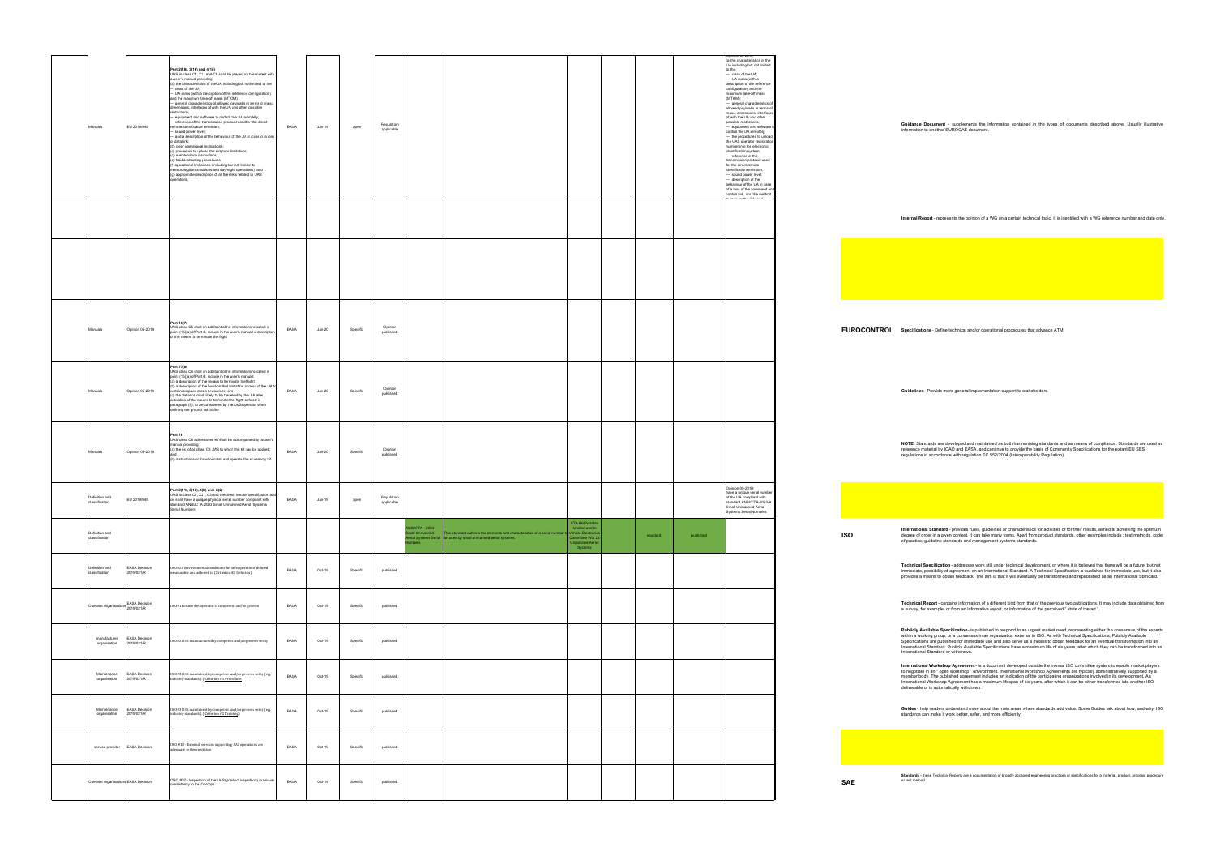| | | | | | | | | | | | | | |
|---|---|---|---|---|---|---|---|---|---|---|---|---|---|
| Manuals | EU 2019/945 | Part 2(16), 3(19) and 4(15) UAS in class C1, C2 and C3 shall be placed on the market with a user's manual providing: (a) the characteristics of the UA including but not limited to the: — class of the UA; — UA mass (with a description of the reference configuration) and the maximum take-off mass (MTOM); — general characteristics of allowed payloads in terms of mass dimensions, interfaces of with the UA and other possible restrictions; — equipment and software to control the UA remotely; — reference of the transmission protocol used for the direct remote identification emission; — sound power level; — and a description of the behaviour of the UA in case of a loss of data link; (b) clear operational instructions; (c) procedure to upload the airspace limitations; (d) maintenance instructions; (e) troubleshooting procedures; (f) operational limitations (including but not limited to meteorological conditions and day/night operations); and (g) appropriate description of all the risks related to UAS operations; | EASA | Jun-19 | open | Regulation applicable | | | | | | | (a)the characteristics of the UA including but not limited to the: — class of the UA; — UA mass (with a description of the reference configuration) and the maximum take-off mass (MTOM); — general characteristics of allowed payloads in terms of mass, dimensions, interfaces of with the UA and other possible restrictions; — equipment and software to control the UA remotely; — the procedures to upload the UAS operator registration number into the electronic identification system; — reference of the transmission protocol used for the direct remote identification emission; — sound power level; — description of the behaviour of the UA in case of a loss of the command and control link, and the method |
| | | | | | | | | | | | | | |
| | | | | | | | | | | | | | |
| Manuals | Opinion 05-2019 | Part 16(7) UAS class C5 shall: in addition to the information indicated in point (15)(a) of Part 4, include in the user's manual a description of the means to terminate the flight | EASA | Jun-20 | Specific | Opinion published | | | | | | | |
| Manuals | Opinion 05-2019 | Part 17(8) UAS class C6 shall: in addition to the information indicated in point (15)(a) of Part 4, include in the user's manual: (a) a description of the means to terminate the flight; (b) a description of the function that limits the access of the UA to certain airspace areas or volumes; and (c) the distance most likely to be travelled by the UA after activation of the means to terminate the flight defined in paragraph (5), to be considered by the UAS operator when defining the ground risk buffer | EASA | Jun-20 | Specific | Opinion published | | | | | | | |
| Manuals | Opinion 05-2019 | Part 16 UAS class C6 accessories kit shall be accompanied by a user's manual providing: (a) the list of all class C3 UAS to which the kit can be applied; and (b) instructions on how to install and operate the accessory kit. | EASA | Jun-20 | Specific | Opinion published | | | | | | | |
| Definition and classification | EU 2019/945 | Part 2(11), 3(13), 4(6) and 4(2) UAS in class C1, C2 , C3 and the direct remote identification add-on shall have a unique physical serial number compliant with standard ANSI/CTA-2063 Small Unmanned Aerial Systems Serial Numbers; | EASA | Jun-19 | open | Regulation applicable | | | | | | | Opinion 05-2019 have a unique serial number of the UA compliant with standard ANSI/CTA-2063-A Small Unmanned Aerial Systems Serial Numbers |
| Definition and classification | | | | | | | ANSI/CTA - 2063 Small Unmanned Aerial Systems Serial Numbers | The standard outlines the elements and characteristics of a serial number to be used by small unmanned aerial systems. | CTA R6 Portable Handheld and In-Vehicle Electronics Committee WG 23 Unmanned Aerial Systems | | standard | published | |
| Definition and classification | EASA Decision 2019/021/R | OSO#13 Environmental conditions for safe operations defined, measurable and adhered to ( Criterion #1 Definition) | EASA | Oct-19 | Specific | published | | | | | | | |
| Operator organisations | EASA Decision 2019/021/R | OSO#1 Ensure the operator is competent and/or proven | EASA | Oct-19 | Specific | published | | | | | | | |
| manufacturer organisation | EASA Decision 2019/021/R | OSO#2 UAS manufactured by competent and/or proven entity | EASA | Oct-19 | Specific | published | | | | | | | |
| Maintenance organisation | EASA Decision 2019/021/R | OSO#3 UAS maintained by competent and/or proven entity (e.g. industry standards) - (Criterion #1 Procedure) | EASA | Oct-19 | Specific | published | | | | | | | |
| Maintenance organisation | EASA Decision 2019/021/R | OSO#3 UAS maintained by competent and/or proven entity (e.g. industry standards) - (Criterion #2 Training) | EASA | Oct-19 | Specific | published | | | | | | | |
| service provider | EASA Decision | OSO #13 - External services supporting UAS operations are adequate to the operation | EASA | Oct-19 | Specific | published | | | | | | | |
| Operator organisations | EASA Decision | OSO #07 - Inspection of the UAS (product inspection) to ensure consistency to the ConOps | EASA | Oct-19 | Specific | published | | | | | | | |

**Guidance Document** - supplements the information contained in the types of documents described above. Usually illustrative information to another EUROCAE document.

**Internal Report** - represents the opinion of a WG on a certain technical topic. It is identified with a WG reference number and date only.

**EUROCONTROL**

**Specifications** - Define technical and/or operational procedures that advance ATM

**Guidelines** - Provide more general implementation support to stakeholders.

**NOTE**: Standards are developed and maintained as both harmonising standards and as means of compliance. Standards are used as reference material by ICAO and EASA, and continue to provide the basis of Community Specifications for the extent EU SES regulations in accordance with regulation EC 552/2004 (Interoperability Regulation).

**ISO**

**International Standard** - provides rules, guidelines or characteristics for activities or for their results, aimed at achieving the optimum degree of order in a given context. It can take many forms. Apart from product standards, other examples include : test methods, code of practice, guideline standards and management systems standards.

**Technical Specification** - addresses work still under technical development, or where it is believed that there will be a future, but not immediate, possibility of agreement on an International Standard. A Technical Specification is published for immediate use, but it also provides a means to obtain feedback. The aim is that it will eventually be transformed and republished as an International Standard.

**Technical Report** - contains information of a different kind from that of the previous two publications. It may include data obtained from a survey, for example, or from an informative report, or information of the perceived " state of the art ".

**Publicly Available Specification** - is published to respond to an urgent market need, representing either the consensus of the experts within a working group, or a consensus in an organization external to ISO. As with Technical Specifications, Publicly Available Specifications are published for immediate use and also serve as a means to obtain feedback for an eventual transformation into an International Standard. Publicly Available Specifications have a maximum life of six years, after which they can be transformed into an International Standard or withdrawn.

**International Workshop Agreement** - is a document developed outside the normal ISO committee system to enable market players to negotiate in an " open workshop " environment. International Workshop Agreements are typically administratively supported by a member body. The published agreement includes an indication of the participating organizations involved in its development. An International Workshop Agreement has a maximum lifespan of six years, after which it can be either transformed into another ISO deliverable or is automatically withdrawn.

**Guides** - help readers understand more about the main areas where standards add value. Some Guides talk about how, and why, ISO standards can make it work better, safer, and more efficiently.

**SAE**

**Standards** - these Technical Reports are a documentation of broadly accepted engineering practices or specifications for a material, product, process, procedure or test method.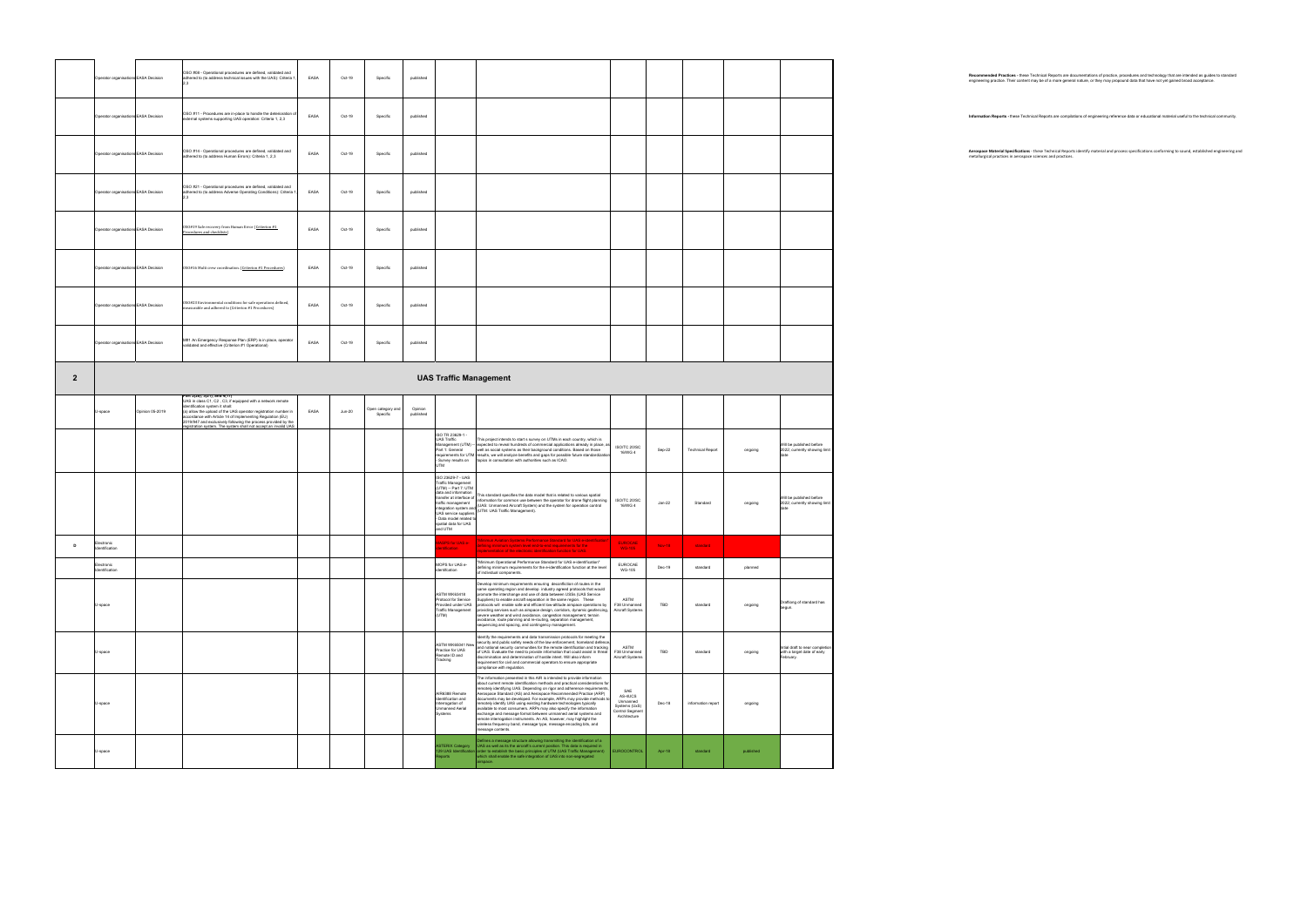| | | | | | | | | | | | | | |
|---|---|---|---|---|---|---|---|---|---|---|---|---|---|
| | Operator organisations | EASA Decision | OSO #08 - Operational procedures are defined, validated and adhered to (to address technical issues with the UAS): Criteria 1, 2,3 | EASA | Oct-19 | Specific | published | | | | | | | |
| | Operator organisations | EASA Decision | OSO #11 - Procedures are in-place to handle the deterioration of external systems supporting UAS operation: Criteria 1, 2,3 | EASA | Oct-19 | Specific | published | | | | | | | |
| | Operator organisations | EASA Decision | OSO #14 - Operational procedures are defined, validated and adhered to (to address Human Errors): Criteria 1, 2,3 | EASA | Oct-19 | Specific | published | | | | | | | |
| | Operator organisations | EASA Decision | OSO #21 - Operational procedures are defined, validated and adhered to (to address Adverse Operating Conditions): Criteria 1, 2,3 | EASA | Oct-19 | Specific | published | | | | | | | |
| | Operator organisations | EASA Decision | OSO#19 Safe recovery from Human Error (Criterion #1 Procedures and checklists) | EASA | Oct-19 | Specific | published | | | | | | | |
| | Operator organisations | EASA Decision | OSO#16 Multi crew coordination. (Criterion #1 Procedures) | EASA | Oct-19 | Specific | published | | | | | | | |
| | Operator organisations | EASA Decision | OSO#23 Environmental conditions for safe operations defined, measurable and adhered to (Criterion #1 Procedures) | EASA | Oct-19 | Specific | published | | | | | | | |
| | Operator organisations | EASA Decision | M#1 An Emergency Response Plan (ERP) is in place, operator validated and effective (Criterion #1 Operational) | EASA | Oct-19 | Specific | published | | | | | | | |
| **2** | **UAS Traffic Management** | | | | | | | | | | | | | |
| | U-space | Opinion 09-2019 | Part 2(25), 3(11), 4(8), 5(11) UAS in class C1, C2, C3, if equipped with a network remote identification system it shall: (a) allow the upload of the UAS operator registration number in accordance with Article 14 of Implementing Regulation (EU) 2019/947 and exclusively following the process provided by the registration system. The system shall not accept an invalid UAS | EASA | Jun-20 | Open category and Specific | Opinion published | | | | | | | |
| | | | | | | | | ISO TR 23629-1 - UAS Traffic Management (UTM) -- Part 1: General requirements for UTM - Survey results on UTM | This project intends to start a survey on UTMs in each country, which is expected to reveal hundreds of commercial applications already in place, as well as social systems or their background conditions. Based on those results, we will analyze benefits and gaps for possible future standardization topics in consultation with authorities such as ICAO. | ISO/TC 20/SC 16/WG 4 | Sep-22 | Technical Report | ongoing | Will be published before 2022, currently showing limit date |
| | | | | | | | | ISO 23629-7 - UAS Traffic Management (UTM) -- Part 7: UTM data and information transfer at interface of traffic management integration system and UAS service suppliers - Data model related to spatial data for UAS and UTM | This standard specifies the data model that is related to various spatial information for common use between the operator for drone flight planning (UAS: Unmanned Aircraft System) and the system for operation control (UTM: UAS Traffic Management). | ISO/TC 20/SC 16/WG 4 | Jan-22 | Standard | ongoing | Will be published before 2022, currently showing limit date |
| 0 | Electronic identification | | | | | | | MASPS for UAS e-identification | "Minimum Aviation Systems Performance Standard for UAS e-identification" defining minimum system-level performance requirements for the implementation of the electronic identification function for U-all | EUROCAE WG-105 | Nov-19 | Standard | | |
| | Electronic identification | | | | | | | MOPS for UAS e-identification | "Minimum Operational Performance Standard for UAS e-identification" defining minimum requirements for the e-identification function at the level of individual components. | EUROCAE WG-105 | Dec-19 | standard | planned | |
| | U-space | | | | | | | ASTM WK63418 Protocol for Service Provided under UAS Traffic Management (UTM) | Develop minimum requirements ensuring deconfliction of routes in the same operating region and develop industry agreed protocols that would promote the interchange and use of data between USSs (UAS Service Suppliers) to enable aircraft separation in the same region. These protocols will enable safe and efficient low-altitude airspace operations by providing services such as airspace design, corridors, dynamic geofencing, severe weather and wind avoidance, congestion management, terrain avoidance, route planning and re-routing, separation management, sequencing and spacing, and contingency management. | ASTM F38 Unmanned Aircraft Systems | TBD | standard | ongoing | Drafting of standard has begun. |
| | U-space | | | | | | | ASTM WK65041 New Practice for UAS Remote ID and Tracking | Identify the requirements and data transmission protocols for meeting the security and public safety needs of the law enforcement, homeland defense, and national security communities for the remote identification and tracking of UAS. Evaluate the need to provide information that could assist in threat discrimination and determination of hostile intent. Will also inform requirement for civil and commercial operators to ensure appropriate compliance with regulation | ASTM F38 Unmanned Aircraft Systems | TBD | standard | ongoing | Initial draft is near completion with a target date of early February. |
| | U-space | | | | | | | AIR6388 Remote Identification and Interrogation of Unmanned Aerial Systems | The information presented in this AIR is intended to provide information about current remote identification methods and practical considerations for remotely identifying UAS. Depending on rigor and adherence requirements, Aerospace Standard (AS) and Aerospace Recommended Practice (ARP) documents may be developed. For example, ARPs may provide methods to remotely identify UAS using existing hardware technologies typically available to most consumers. ARPs may also specify the information exchange and message format between unmanned aerial systems and remote interrogation instruments. An AS, however, may highlight the wireless frequency band, message type, message encoding bits, and message contents. | SAE AS-4UCS Unmanned Systems (UxS) Control Segment Architecture | Dec-18 | information report | ongoing | |
| | U-space | | | | | | | ASTERIX Category 129 UAS Identification Reports | Defines a message structure allowing transmitting the identification of a UAS as well as its the aircraft's current position. This data is required in order to establish the basic principles of UTM (UAS Traffic Management) which shall enable the safe integration of UAS into non-segregated airspace | EUROCONTROL | Apr-19 | standard | published | |

**Recommended Practices** - these Technical Reports are documentations of practice, procedures and technology that are intended as guides to standard engineering practice. Their content may be of a more general nature, or they may propound data that have not yet gained broad acceptance.

**Information Reports** - these Technical Reports are compilations of engineering reference data or educational material useful to the technical community.

**Aerospace Material Specifications** - these Technical Reports identify material and process specifications conforming to sound, established engineering and metallurgical practices in aerospace sciences and practices.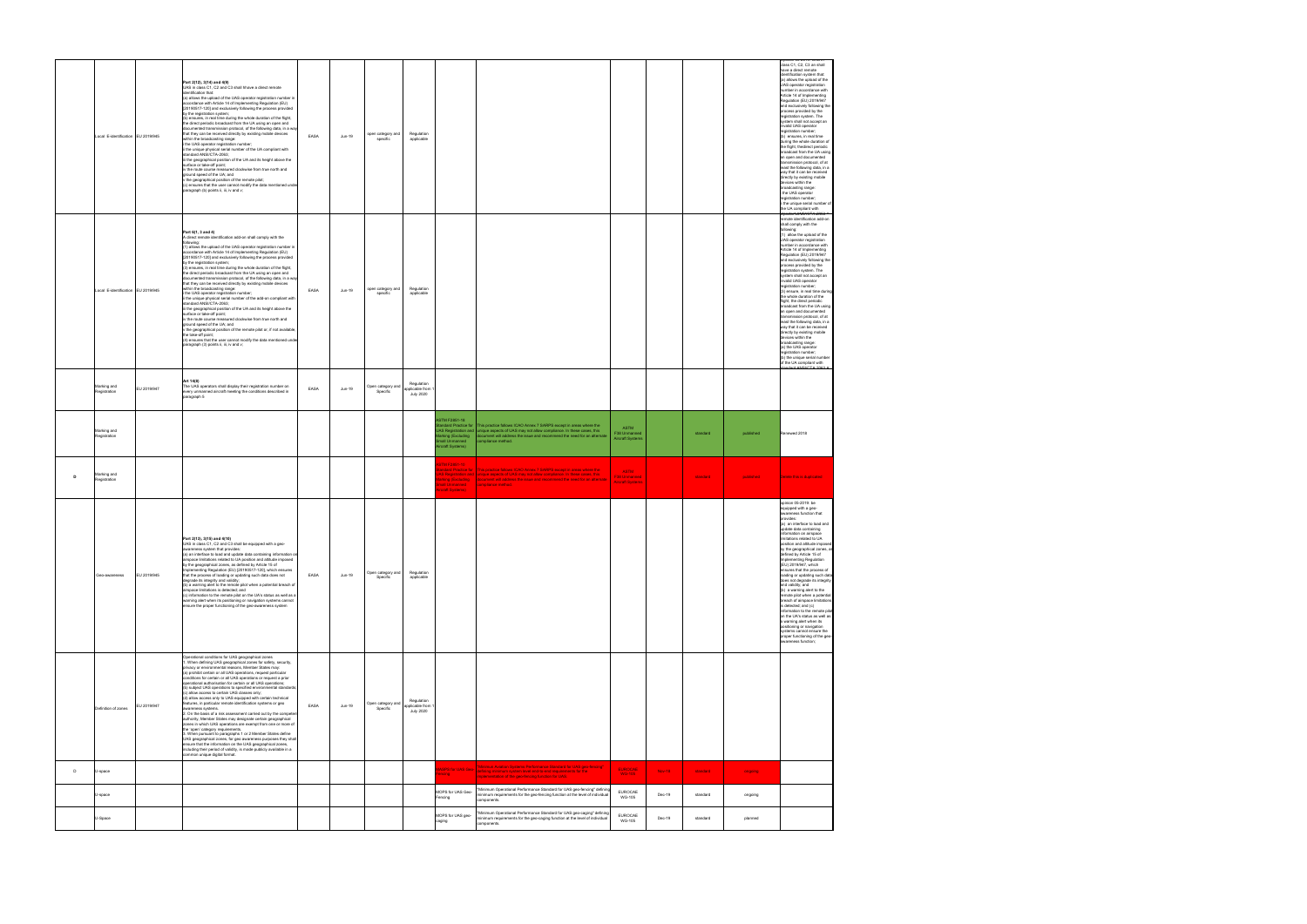| | | | | | | | | | | | | | | |
|---|---|---|---|---|---|---|---|---|---|---|---|---|---|---|
| | Local E-identification | EU 2019/945 | Part 2(12), 3(14) and 4(9) UAS in class C1, C2 and C3 shall have a direct remote identification that: (a) allows the upload of the UAS operator registration number in accordance with Article 14 of Implementing Regulation (EU) [2019/0517-120] and exclusively following the process provided by the registration system; (b) ensures, in real time during the whole duration of the flight, the direct periodic broadcast from the UA using an open and documented transmission protocol, of the following data, in a way that they can be received directly by existing mobile devices within the broadcasting range: i the UAS operator registration number; ii the unique physical serial number of the UA compliant with standard ANSI/CTA-2063; iii the geographical position of the UA and its height above the surface or take-off point; iv the route course measured clockwise from true north and ground speed of the UA; and v the geographical position of the remote pilot; (c) ensures that the user cannot modify the data mentioned under paragraph (b) points ii, iii, iv and v; | EASA | Jun-19 | open category and specific | Regulation applicable | | | | | | | ...class C1, C2, C3 an shall have a direct remote identification system that: (a) allows the upload of the UAS operator registration number in accordance with Article 14 of Implementing Regulation (EU) 2019/947 and exclusively following the process provided by the registration system. The system shall not accept an invalid UAS operator registration number; (b) ensures, in real time during the whole duration of the flight, the direct periodic broadcast from the UA using an open and documented transmission protocol, of at least the following data, in a way that it can be received directly by existing mobile devices within the broadcasting range: i the UAS operator registration number; ii the unique serial number of the UA compliant with... |
| | Local E-identification | EU 2019/945 | Part 6(1, 3 and 4) A direct remote identification add-on shall comply with the following: (1) allows the upload of the UAS operator registration number in accordance with Article 14 of Implementing Regulation (EU) [2019/0517-120] and exclusively following the process provided by the registration system; (2) ensures, in real time during the whole duration of the flight, the direct periodic broadcast from the UA using an open and documented transmission protocol, of the following data, in a way that they can be received directly by existing mobile devices within the broadcasting range: i the UAS operator registration number; ii the unique physical serial number of the add-on compliant with standard ANSI/CTA-2063; iii the geographical position of the UA and its height above the surface or take-off point; iv the route course measured clockwise from true north and ground speed of the UA; and v the geographical position of the remote pilot or, if not available, the take-off point; (4) ensures that the user cannot modify the data mentioned under paragraph (2) points ii, iii, iv and v; | EASA | Jun-19 | open category and specific | Regulation applicable | | | | | | | ...remote identification add-on shall comply with the following: (1) allow the upload of the UAS operator registration number in accordance with Article 14 of Implementing Regulation (EU) 2019/947 and exclusively following the process provided by the registration system. The system shall not accept an invalid UAS operator registration number; (2) ensure, in real time during the whole duration of the flight, the direct periodic broadcast from the UA using an open and documented transmission protocol, of at least the following data, in a way that it can be received directly by existing mobile devices within the broadcasting range: (a) the UAS operator registration number; (b) the unique serial number of the UA compliant with standard ANSI/CTA-2063-A... |
| | Marking and Registration | EU 2019/947 | Art 14(8) The UAS operators shall display their registration number on every unmanned aircraft meeting the conditions described in paragraph 5 | EASA | Jun-19 | Open category and Specific | Regulation applicable from 1 July 2020 | | | | | | | |
| | Marking and Registration | | | | | | | ASTM F2851-10 Standard Practice for UAS Registration and Marking (Excluding Small Unmanned Aircraft Systems) | This practice follows ICAO Annex 7 SARPS except in areas where the unique aspects of UAS may not allow compliance. In those cases, this document will address the issue and recommend the need for an alternate compliance method. | ASTM F38 Unmanned Aircraft Systems | | standard | published | Renewed 2018 |
| B | Marking and Registration | | | | | | | ASTM F2851-10 Standard Practice for UAS Registration and Marking (Excluding Small Unmanned Aircraft Systems) | This practice follows ICAO Annex 7 SARPS except in areas where the unique aspects of UAS may not allow compliance. In those cases, this document will address the issue and recommend the need for an alternate compliance method. | ASTM F38 Unmanned Aircraft Systems | | standard | published | Delete this is duplicated |
| | Geo-awareness | EU 2019/945 | Part 2(13), 3(15) and 4(10) UAS in class C1, C2 and C3 shall be equipped with a geo-awareness system that provides: (a) an interface to load and update data containing information on airspace limitations related to UA position and altitude imposed by the geographical zones, as defined by Article 15 of Implementing Regulation (EU) [2019/0517-120], which ensures that the process of loading or updating such data does not degrade its integrity and validity; (b) a warning alert to the remote pilot when a potential breach of airspace limitations is detected; and (c) information to the remote pilot on the UA's status as well as a warning alert when its positioning or navigation systems cannot ensure the proper functioning of the geo-awareness system | EASA | Jun-19 | Open category and Specific | Regulation applicable | | | | | | | opinion 05-2019: be equipped with a geo-awareness function that provides: (a) an interface to load and update data containing information on airspace limitations related to UA position and altitude imposed by the geographical zones, as defined by Article 15 of Implementing Regulation (EU) 2019/947, which ensures that the process of loading or updating such data does not degrade its integrity and validity; and (b) a warning alert to the remote pilot when a potential breach of airspace limitations is detected; and (c) information to the remote pilot on the UA's status as well as a warning alert when its positioning or navigation systems cannot ensure the proper functioning of the geo-awareness function; |
| | Definition of zones | EU 2019/947 | Operational conditions for UAS geographical zones 1. When defining UAS geographical zones for safety, security, privacy or environmental reasons, Member States may: (a) prohibit certain or all UAS operations, request particular conditions for certain or all UAS operations or request a prior operational authorisation for certain or all UAS operations; (b) subject UAS operations to specified environmental standards; (c) allow access to certain UAS classes only; (d) allow access only to UAS equipped with certain technical features, in particular remote identification systems or geo awareness systems. 2. On the basis of a risk assessment carried out by the competent authority, Member States may designate certain geographical zones in which UAS operations are exempt from one or more of the 'open' category requirements. 3. When pursuant to paragraphs 1 or 2 Member States define UAS geographical zones, for geo awareness purposes they shall ensure that the information on the UAS geographical zones, including their period of validity, is made publicly available in a common unique digital format. | EASA | Jun-19 | Open category and Specific | Regulation applicable from 1 July 2020 | | | | | | | |
| D | U-space | | | | | | | MOPS for UAS Geo-fencing | "Minimum Aviation Systems Performance Standard for UAS geo-fencing" defining minimum system level criteria and requirements for the implementation of the geo-fencing function for UAS. | EUROCAE WG-105 | Nov-19 | standard | ongoing | |
| | U-space | | | | | | | MOPS for UAS Geo-Fencing | "Minimum Operational Performance Standard for UAS geo-fencing" defining minimum requirements for the geo-fencing function at the level of individual components. | EUROCAE WG-105 | Dec-19 | standard | ongoing | |
| | U-Space | | | | | | | MOPS for UAS geo-caging | "Minimum Operational Performance Standard for UAS geo-caging" defining minimum requirements for the geo-caging function at the level of individual components. | EUROCAE WG-105 | Dec-19 | standard | planned | |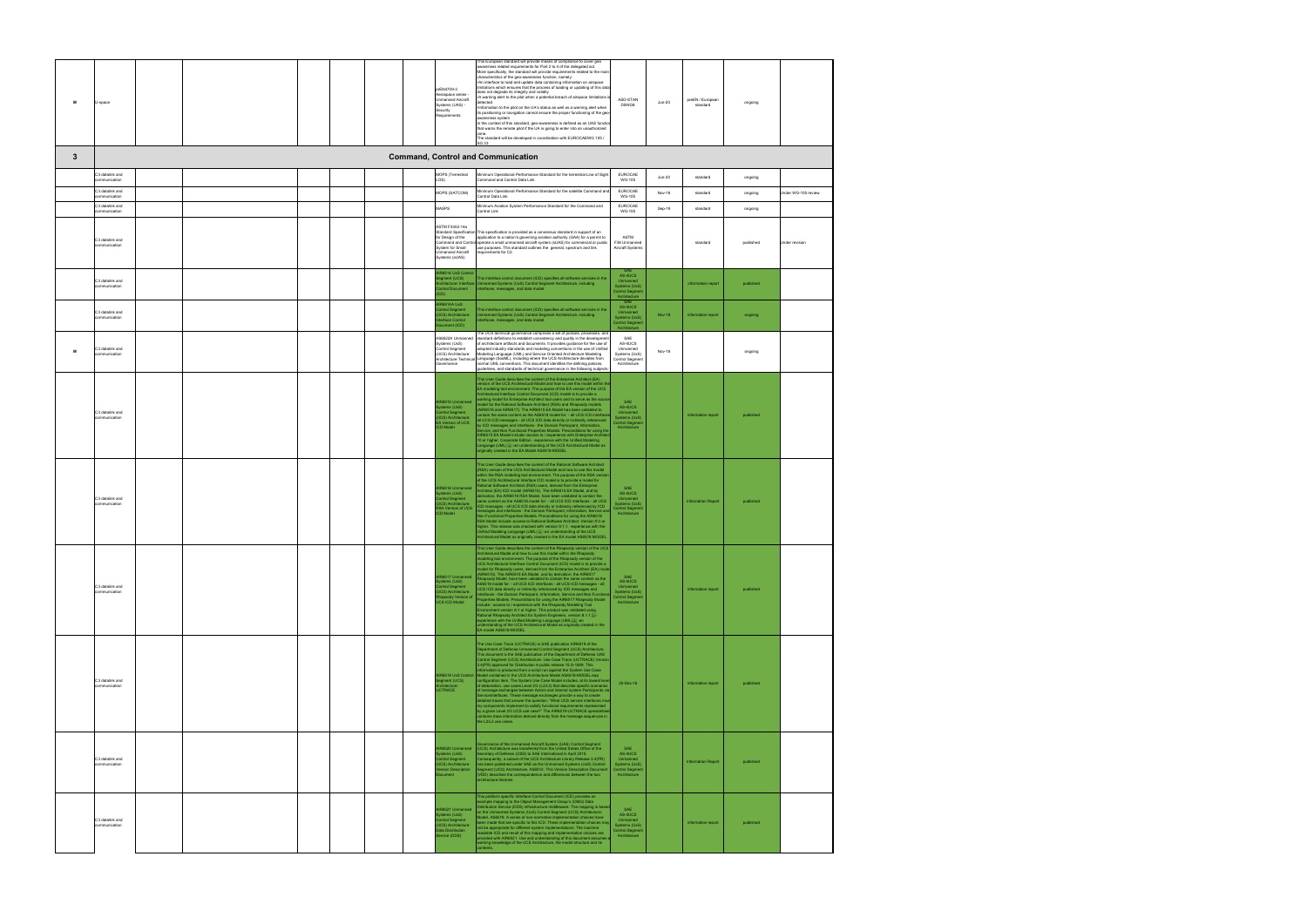| | | | | | | | | | | | | | | |
|---|---|---|---|---|---|---|---|---|---|---|---|---|---|---|
| ■ | U-space | | | | | | | prEN4709-3 Aerospace series - Unmanned Aircraft Systems (UAS) - Security Requirements | This European standard will provide means of compliance to cover geo awareness related requirements for Part 2 to 4 of the delegated act. More specifically, the standard will provide requirements related to the main characteristics of the geo-awareness function, namely: •An interface to load and update data containing information on airspace limitations which ensures that the process of loading or updating of this data does not degrade its integrity and validity •A warning alert to the pilot when a potential breach of airspace limitations is detected •Information to the pilot on the UA's status as well as a warning alert when its positioning or navigation cannot ensure the proper functioning of the geo-awareness system In the context of this standard, geo-awareness is defined as an UAS function that warns the remote pilot if the UA is going to enter into an unauthorized zone. The standard will be developed in coordination with EUROCAE WG 105 / SG 33 | ASD-STAN D5WG8 | Jun-20 | prEN / European standard | ongoing | |
| **3** | **Command, Control and Communication** | | | | | | | | | | | | | |
| | C3 datalink and communication | | | | | | | MOPS (Terrestrial LOS) | Minimum Operational Performance Standard for the terrestrial Line of Sight Command and Control Data Link | EUROCAE WG-105 | Jun-20 | standard | ongoing | |
| | C3 datalink and communication | | | | | | | MOPS (SATCOM) | Minimum Operational Performance Standard for the satellite Command and Control Data Link | EUROCAE WG-105 | Nov-18 | standard | ongoing | Under WG-105 review |
| | C3 datalink and communication | | | | | | | MASPS | Minimum Aviation System Performance Standard for the Command and Control Link | EUROCAE WG-105 | Sep-19 | standard | ongoing | |
| | C3 datalink and communication | | | | | | | ASTM F3002-14a Standard Specification for Design of the Command and Control System for Small Unmanned Aircraft Systems (sUAS) | This specification is provided as a consensus standard in support of an application to a nation's governing aviation authority (GAA) for a permit to operate a small unmanned aircraft system (sUAS) for commercial or public use purposes. This standard outlines the general, spectrum and link requirements for C2. | ASTM F38 Unmanned Aircraft Systems | | standard | published | Under revision |
| | C3 datalink and communication | | | | | | | AIR6514 UxS Control Segment (UCS) Architecture: Interface Control Document (ICD) | This interface control document (ICD) specifies all software services in the Unmanned Systems (UxS) Control Segment Architecture, including interfaces, messages, and data model. | SAE AS-4UCS Unmanned Systems (UxS) Control Segment Architecture | | information report | published | |
| | C3 datalink and communication | | | | | | | AIR6514A UxS Control Segment (UCS) Architecture Interface Control Document (ICD) | This interface control document (ICD) specifies all software services in the Unmanned Systems (UxS) Control Segment Architecture, including interfaces, messages, and data model. | SAE AS-4UCS Unmanned Systems (UxS) Control Segment Architecture | Nov-18 | information report | ongoing | |
| ■ | C3 datalink and communication | | | | | | | AS6522A Unmanned Systems (UxS) Control Segment (UCS) Architecture: Architecture Technical Governance | The UCS technical governance comprises a set of policies, processes, and standard definitions to establish consistency and quality in the development of architecture artifacts and documents. It provides guidance for the use of adopted industry standards and modeling conventions in the use of Unified Modeling Language (UML) and Service Oriented Architecture Modeling Language (SoaML), including where the UCS Architecture deviates from normal UML conventions. This document identifies the defining policies, guidelines, and standards of technical governance in the following subjects. | SAE AS-4UCS Unmanned Systems (UxS) Control Segment Architecture | Nov-18 | | ongoing | |
| | C3 datalink and communication | | | | | | | AIR6515 Unmanned Systems (UxS) Control Segment (UCS) Architecture: EA Version of UCS ICD Model | This User Guide describes the content of the Enterprise Architect (EA) version of the UCS Architectural Model and how to use this model within the EA modeling tool environment. The purpose of the EA version of the UCS Architectural Interface Control Document (ICD) model is to provide a working model for Enterprise Architect tool users and to serve as the source model for the Rational Software Architect (RSA) and Rhapsody models (AIR6516 and AIR6517). The AIR6515 EA Model has been validated to contain the same content as the AS6518 model for: - all UCS ICD interfaces - all UCS ICD messages - all UCS ICD data directly or indirectly referenced by ICD messages and interfaces - the Domain Participant, Information, Service, and Non Functional Properties Models. Preconditions for using the AIR6515 EA Model include access to / experience with Enterprise Architect 10 or higher, Corporate Edition - experience with the Unified Modeling Language (UML) - an understanding of the UCS Architectural Model as originally created in the EA Model AS6518-MODEL. | SAE AS-4UCS Unmanned Systems (UxS) Control Segment Architecture | | information report | published | |
| | C3 datalink and communication | | | | | | | AIR6516 Unmanned Systems (UxS) Control Segment (UCS) Architecture: RSA Version of UCS ICD Model | This User Guide describes the content of the Rational Software Architect (RSA) version of the UCS Architectural Model and how to use this model within the RSA modeling tool environment. The purpose of the RSA version of the UCS Architectural Interface ICD model is to provide a model for Rational Software Architect (RSA) users, derived from the Enterprise Architect (EA) ICD model (AIR6515). The AIR6515 EA Model, and by derivation, the AIR6516 RSA Model, have been validated to contain the same content as the AS6518 model for: - all UCS ICD interfaces - all UCS ICD messages - all UCS ICD data directly or indirectly referenced by ICD messages and interfaces - the Domain Participant, Information, Service and Non Functional Properties Models. Preconditions for using the AIR6516 RSA Model include access to Rational Software Architect, Version 9.0 or higher. This release was checked with version 9.1.1 - experience with the Unified Modeling Language (UML) - an understanding of the UCS Architectural Model as originally created in the EA model AS6518 MODEL. | SAE AS-4UCS Unmanned Systems (UxS) Control Segment Architecture | | Information Report | published | |
| | C3 datalink and communication | | | | | | | AIR6517 Unmanned Systems (UxS) Control Segment (UCS) Architecture: Rhapsody Version of UCS ICD Model | The User Guide describes the content of the Rhapsody version of the UCS Architectural Model and how to use this model within the Rhapsody modeling tool environment. The purpose of the Rhapsody version of the UCS Architectural Interface Control Document (ICD) model is to provide a model for Rhapsody users, derived from the Enterprise Architect (EA) model (AIR6515). The AIR6515 EA Model, and by derivation, the AIR6517 Rhapsody Model, have been validated to contain the same content as the AS6518 model for: - all UCS ICD interfaces - all UCS ICD messages - all UCS ICD data directly or indirectly referenced by ICD messages and interfaces - the Domain Participant, Information, Service and Non Functional Properties Models. Preconditions for using the AIR6517 Rhapsody Model include: access to / experience with the Rhapsody Modeling Tool Environment version 8.1 or higher. This product was validated using Rational Rhapsody Architect for System Engineers, version 8.1.2 - experience with the Unified Modeling Language (UML) - an understanding of the UCS Architectural Model as originally created in the EA model AS6518-MODEL. | SAE AS-4UCS Unmanned Systems (UxS) Control Segment Architecture | | information report | published | |
| | C3 datalink and communication | | | | | | | AIR6519 UxS Control Segment (UCS) Architecture: UCTRACE | The Use Case Trace (UCTRACE) is SAE publication AIR6519 of the Department of Defense Unmanned Control Segment (UCS) Architecture. This document is the SAE publication of the Department of Defense UAS Control Segment (UCS) Architecture: Use Case Trace (UCTRACE) Version 3.4(PR) approved for Distribution A public release 15.S-1859. This information is produced from a script run against the System Use Case Model contained in the UCS Architecture Model AS6518-MODEL.eap configuration item. The System Use Case Model includes, at its lowest level of elaboration, use cases Level 2/3 (L2/L3) that describe specific scenarios of message exchanges between Actors and internal system Participants via Service Interfaces. These message exchanges provide a way to create detailed traces that answer the question: "What UCS service interfaces must my components implement to satisfy functional requirements represented by a given Level 2/3 UCS use case?" The AIR6519-UCTRACE spreadsheet contains trace information derived directly from the message sequences in the L2/L3 use cases. | 29-Dec-16 | | information report | published | |
| | C3 datalink and communication | | | | | | | AIR6520 Unmanned Systems (UxS) Control Segment (UCS) Architecture: Version Description Document | Governance of the Unmanned Aircraft System (UAS) Control Segment (UCS) Architecture was transferred from the United States Office of the Secretary of Defense (OSD) to SAE International in April 2015. Consequently, a subset of the UCS Architecture Library Release 3.4(PR) has been published under SAE as the Unmanned Systems (UxS) Control Segment (UCS) Architecture, AS6512. This Version Description Document (VDD) describes the correspondence and differences between the two architecture libraries. | SAE AS-4UCS Unmanned Systems (UxS) Control Segment Architecture | | Information Report | published | |
| | C3 datalink and communication | | | | | | | AIR6521 Unmanned Systems (UxS) Control Segment (UCS) Architecture: Data Distribution Service (DDS) | The platform specific Interface Control Document (ICD) provides an example mapping to the Object Management Group's (OMG) Data Distribution Service (DDS) infrastructure middleware. The mapping is based on the Unmanned Systems (UxS) Control Segment (UCS) Architecture: Model, AS6518. A series of non-normative implementation choices have been made that are specific to this ICD. These implementation choices may not be appropriate for different system implementations. The machine readable ICD and result of this mapping and implementation choices are provided with AIR6521. Use and understanding of this document assumes a working knowledge of the UCS Architecture, the model structure and its contents. | SAE AS-4UCS Unmanned Systems (UxS) Control Segment Architecture | | information report | published | |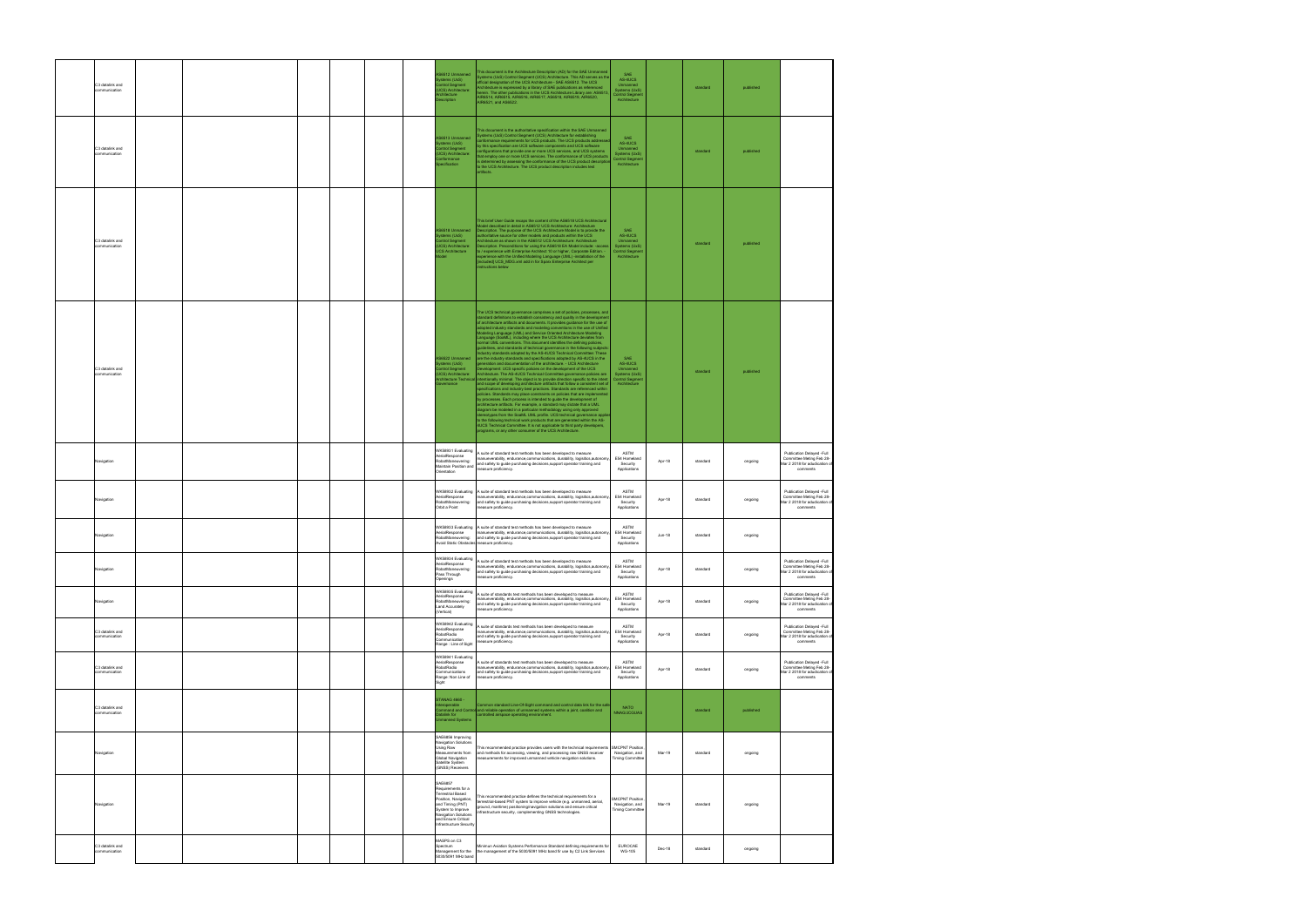| | | | | | | | | | | | | |
|---|---|---|---|---|---|---|---|---|---|---|---|---|
| C3 datalink and communication | | | | | | | AS6512 Unmanned Systems (UxS) Control Segment (UCS) Architecture: Architecture Description | This document is the Architecture Description (AD) for the SAE Unmanned Systems (UxS) Control Segment (UCS) Architecture. This AD serves as the official designation of the UCS Architecture - SAE AS6512. The UCS Architecture is expressed by a library of SAE publications as referenced herein. The other publications in the UCS Architecture Library are: AS6513, AIR6514, AIR6515, AS6518, AIR6517, AS6518, AIR6519, AIR6520, AIR6521, and AIR6522. | SAE AS-4UCS Unmanned Systems (UxS) Control Segment Architecture | | standard | published | |
| C3 datalink and communication | | | | | | | AS6513 Unmanned Systems (UxS) Control Segment (UCS) Architecture: Conformance Specification | This document is the authoritative specification within the SAE Unmanned Systems (UxS) Control Segment (UCS) Architecture for establishing conformance requirements for UCS products. The UCS products addressed by this specification are UCS software components and UCS software configurations that provide one or more UCS services, and UCS systems that employ one or more UCS services. The conformance of UCS products is determined by assessing the conformance of the UCS product description to the UCS Architecture. The UCS product description includes test artifacts. | SAE AS-4UCS Unmanned Systems (UxS) Control Segment Architecture | | standard | published | |
| C3 datalink and communication | | | | | | | AS6518 Unmanned Systems (UxS) Control Segment (UCS) Architecture: UCS Architecture Model | This brief User Guide recaps the content of the AS6518 UCS Architectural Model described in detail in AS6512 UCS Architecture: Architecture Description. The purpose of the UCS Architecture Model is to provide the authoritative source for other models and products within the UCS Architecture as shown in the AS6512 UCS Architecture: Architecture Description. Preconditions for using the AS6518 EA Model include: -access to / experience with Enterprise Architect 10 or higher, Corporate Edition; -experience with the Unified Modeling Language (UML); -installation of the (included) UCS_2050.xml add-in for Sparx Enterprise Architect per instructions below. | SAE AS-4UCS Unmanned Systems (UxS) Control Segment Architecture | | standard | published | |
| C3 datalink and communication | | | | | | | AIR6522 Unmanned Systems (UxS) Control Segment (UCS) Architecture: Architecture Technical Governance | The UCS technical governance comprises a set of policies, processes, and standard definitions to establish consistency and quality in the development of architecture artifacts and documents. It provides guidance for the use of adopted industry standards and modeling conventions in the use of Unified Modeling Language (UML) and Service Oriented Architecture Modeling Language (SoaML), including where the UCS Architecture deviates from normal UML conventions. This document identifies the defining policies, guidelines, and standards of technical governance in the following subjects: Industry standards adopted by the AS-4UCS Technical Committee: These are the industry standards and specifications adopted by AS-4UCS in the generation and documentation of the architecture -- UCS Architecture Development: UCS specific policies on the development of the UCS Architecture. The AS-4UCS Technical Committee governance policies are intentionally minimal. The object is to provide direction specific to the intent and scope of developing architecture artifacts that follow a consistent set of specifications and industry best practices. Standards are referenced within policies. Standards may place constraints on policies that are implemented by processes. Each process is intended to guide the development of architecture artifacts. For example, a standard may dictate that a UML diagram be modeled in a particular methodology using only approved stereotypes from the SoaML UML profile. UCS technical governance applies to the following technical work products that are generated within the AS-4UCS Technical Committee. It is not applicable to third party developers, programs, or any other consumer of the UCS Architecture. | SAE AS-4UCS Unmanned Systems (UxS) Control Segment Architecture | | standard | published | |
| Navigation | | | | | | | WK58931 Evaluating Aerial Response Robot Maneuvering: Maintain Position and Orientation | A suite of standard test methods has been developed to measure maneuverability, endurance,communications, durability, logistics,autonomy and safety to guide purchasing decisions,support operator training and measure proficiency. | ASTM E54 Homeland Security Applications | Apr-18 | standard | ongoing | Publication Delayed -Full Committee Meting Feb 28-Mar 2 2018 for adudication of comments |
| Navigation | | | | | | | WK58932 Evaluating Aerial Response Robot Maneuvering: Orbit a Point | A suite of standard test methods has been developed to measure maneuverability, endurance,communications, durability, logistics,autonomy and safety to guide purchasing decisions,support operator training and measure proficiency. | ASTM E54 Homeland Security Applications | Apr-18 | standard | ongoing | Publication Delayed -Full Committee Meting Feb 28-Mar 2 2018 for adudication of comments |
| Navigation | | | | | | | WK58933 Evaluating Aerial Response Robot Maneuvering: Avoid Static Obstacles | A suite of standard test methods has been developed to measure maneuverability, endurance,communications, durability, logistics,autonomy and safety to guide purchasing decisions,support operator training and measure proficiency. | ASTM E54 Homeland Security Applications | Jun-18 | standard | ongoing | |
| Navigation | | | | | | | WK58934 Evaluating Aerial Response Robot Maneuvering: Pass Through Openings | A suite of standard test methods has been developed to measure maneuverability, endurance,communications, durability, logistics,autonomy and safety to guide purchasing decisions,support operator training and measure proficiency. | ASTM E54 Homeland Security Applications | Apr-18 | standard | ongoing | Publication Delayed -Full Committee Meting Feb 28-Mar 2 2018 for adudication of comments |
| Navigation | | | | | | | WK58935 Evaluating Aerial Response Robot Maneuvering: Land Accurately (Vertical) | A suite of standards test methods has been developed to measure maneuverability, endurance,communications, durability, logistics,autonomy and safety to guide purchasing decisions,support operator training and measure proficiency. | ASTM E54 Homeland Security Applications | Apr-18 | standard | ongoing | Publication Delayed -Full Committee Meting Feb 28-Mar 2 2018 for adudication of comments |
| C3 datalink and communication | | | | | | | WK58942 Evaluating Aerial Response Robot Radio Communication Range : Line of Sight | A suite of standards test methods has been developed to measure maneuverability, endurance,communications, durability, logistics,autonomy and safety to guide purchasing decisions,support operator training and measure proficiency. | ASTM E54 Homeland Security Applications | Apr-18 | standard | ongoing | Publication Delayed -Full Committee Meting Feb 28-Mar 2 2018 for adudication of comments |
| C3 datalink and communication | | | | | | | WK58941 Evaluating Aerial Response Robot Radio Communications Range: Non Line of Sight | A suite of standards test methods has been developed to measure maneuverability, endurance,communications, durability, logistics,autonomy and safety to guide purchasing decisions,support operator training and measure proficiency. | ASTM E54 Homeland Security Applications | Apr-18 | standard | ongoing | Publication Delayed -Full Committee Meting Feb 28-Mar 2 2018 for adudication of comments |
| C3 datalink and communication | | | | | | | STANAG 4660 - Interoperable Command and Control Datalink for Unmanned Systems | Common standard Line-Of-Sight command and control data link for the safe and reliable operation of unmanned systems within a joint, coalition and controlled airspace operating environment. | NATO NNAG/JCGUAS | | standard | published | |
| Navigation | | | | | | | SAE6856 Improving Navigation Solutions Using Raw Measurements from Global Navigation Satellite System (GNSS) Receivers | This recommended practice provides users with the technical requirements and methods for accessing, viewing, and processing raw GNSS receiver measurements for improved unmanned vehicle navigation solutions. | SMCPNT Position, Navigation, and Timing Committee | Mar-19 | standard | ongoing | |
| Navigation | | | | | | | SAE6857 Requirements for a Terrestrial Based Position, Navigation, and Timing (PNT) System to Improve Navigation Solutions and Ensure Critical Infrastructure Security | This recommended practice defines the technical requirements for a terrestrial-based PNT system to improve vehicle (e.g. unmanned, aerial, ground, maritime) positioning/navigation solutions and ensure critical infrastructure security, complementing GNSS technologies. | SMCPNT Position, Navigation, and Timing Committee | Mar-19 | standard | ongoing | |
| C3 datalink and communication | | | | | | | MASPS on C3 Spectrum Management for the 5030/5091 MHz band | Minimum Aviation Systems Performance Standard defining requirements for the management of the 5030/5091 MHz band fir use by C2 Link Services. | EUROCAE WG-105 | Dec-18 | standard | ongoing | |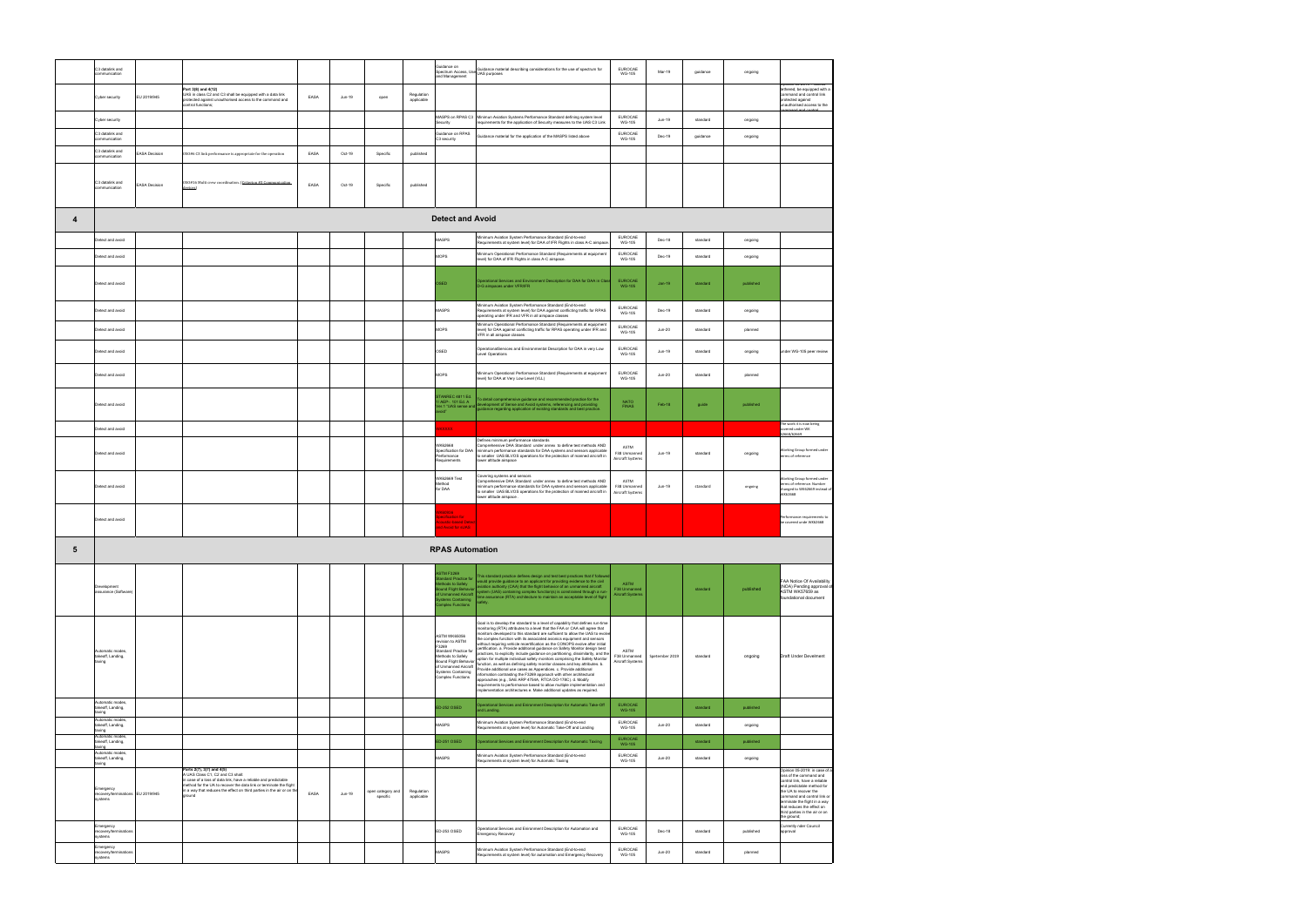| | | | | | | | | | | | | | | |
|---|---|---|---|---|---|---|---|---|---|---|---|---|---|---|
| | C3 datalink and communication | | | | | | | Guidance on Spectrum Access, Use and Management | Guidance material describing considerations for the use of spectrum for UAS purposes | EUROCAE WG-105 | Mar-19 | guidance | ongoing | |
| | Cyber security | EU 2019/945 | Part 3(8) and 4(12) UAS in class C2 and C3 shall be equipped with a data link protected against unauthorised access to the command and control functions; | EASA | Jun-19 | open | Regulation applicable | | | | | | | tethered, be equipped with a command and control link protected against unauthorised access to the command and control |
| | Cyber security | | | | | | | MASPS on RPAS C3 Security | Minimum Aviation Systems Performance Standard defining system level requirements for the application of Security measures to the UAS C3 Link | EUROCAE WG-105 | Jun-19 | standard | ongoing | |
| | C3 datalink and communication | | | | | | | Guidance on RPAS C3 security | Guidance material for the application of the MASPS listed above | EUROCAE WG-105 | Dec-19 | guidance | ongoing | |
| | C3 datalink and communication | EASA Decision | OSO#6 C3 link performance is appropriate for the operation | EASA | Oct-19 | Specific | published | | | | | | | |
| | C3 datalink and communication | EASA Decision | OSO#16 Multi crew coordination. (Criterion #3 Communication devices) | EASA | Oct-19 | Specific | published | | | | | | | |
| **4** | | | | | | | | **Detect and Avoid** | | | | | | |
| | Detect and avoid | | | | | | | MASPS | Minimum Aviation System Performance Standard (End-to-end Requirements at system level) for DAA of IFR Flights in class A-C airspace. | EUROCAE WG-105 | Dec-19 | standard | ongoing | |
| | Detect and avoid | | | | | | | MOPS | Minimum Operational Performance Standard (Requirements at equipment level) for DAA of IFR Flights in class A-C airspace. | EUROCAE WG-105 | Dec-19 | standard | ongoing | |
| | Detect and avoid | | | | | | | OSED | Operational Services and Environment Description for DAA for DAA in Class D-G airspaces under VFR/IFR | EUROCAE WG-105 | Jan-19 | standard | published | |
| | Detect and avoid | | | | | | | MASPS | Minimum Aviation System Performance Standard (End-to-end Requirements at system level) for DAA against conflicting traffic for RPAS operating under IFR and VFR in all airspace classes | EUROCAE WG-105 | Dec-19 | standard | ongoing | |
| | Detect and avoid | | | | | | | MOPS | Minimum Operational Performance Standard (Requirements at equipment level) for DAA against conflicting traffic for RPAS operating under IFR and VFR in all airspace classes | EUROCAE WG-105 | Jun-20 | standard | planned | |
| | Detect and avoid | | | | | | | OSED | OperationalServices and Environmental Description for DAA in very Low Level Operations | EUROCAE WG-105 | Jun-19 | standard | ongoing | under WG-105 peer review |
| | Detect and avoid | | | | | | | MOPS | Minimum Operational Performance Standard (Requirements at equipment level) for DAA at Very Low Level (VLL) | EUROCAE WG-105 | Jun-20 | standard | planned | |
| | Detect and avoid | | | | | | | STANREC 4811 Ed. 1/ AEP - 101 Ed. A Ver.1 "UAS sense and avoid" | To detail comprehensive guidance and recommended practice for the development of Sense and Avoid systems, referencing and providing guidance regarding application of existing standards and best practice | NATO FINAS | Feb-18 | guide | published | |
| | Detect and avoid | | | | | | | WK62345 | | | | | | The work it is now being covered under WK 62668/62669 |
| | Detect and avoid | | | | | | | WK62668 Specification for DAA Performance Requirements | Defines minimum performance standards Comprehensive DAA Standard under annex to define test methods AND minimum performance standards for DAA systems and sensors applicable to smaller UAS BLVOS operations for the protection of manned aircraft in lower altitude airspace. | ASTM F38 Unmanned Aircraft Systems | Jun-19 | standard | ongoing | Working Group formed under terms of reference |
| | Detect and avoid | | | | | | | WK62669 Test Method for DAA | Covering systems and sensors Comprehensive DAA Standard under annex to define test methods AND minimum performance standards for DAA systems and sensors applicable to smaller UAS BLVOS operations for the protection of manned aircraft in lower altitude airspace. | ASTM F38 Unmanned Aircraft Systems | Jun-19 | standard | ongoing | Working Group formed under terms of reference. Number changed to WK62669 instead of WK62668 |
| | Detect and avoid | | | | | | | WK62669 Specification for Airborne Sense Detect and Avoid for sUAS | | | | | | Performance requirements to be covered unde WK62668 |
| **5** | | | | | | | | **RPAS Automation** | | | | | | |
| | Development assurance (Software) | | | | | | | ASTM F3269 Standard Practice for Methods to Safely Bound Flight Behavior of Unmanned Aircraft Systems Containing Complex Functions | This standard practice defines design and test best practices that if followed would provide guidance to an applicant for providing evidence to the civil aviation authority (CAA) that the flight behavior of an unmanned aircraft system (UAS) containing complex function(s) is constrained through a run-time assurance (RTA) architecture to maintain an acceptable level of flight safety. | ASTM F38 Unmanned Aircraft Systems | | standard | published | FAA Notice Of Availability (NOA) Pending approval of ASTM WK57659 as foundational document |
| | Automatic modes, takeoff, Landing, taxing | | | | | | | ASTM WK66056 revision to ASTM F3269 Standard Practice for Methods to Safely Bound Flight Behavior of Unmanned Aircraft Systems Containing Complex Functions | Goal is to develop the standard to a level of capability that defines run-time monitoring (RTA) attributes to a level that the FAA or CAA will agree that monitors developed to this standard are sufficient to allow the UAS to evolve the complex function with its associated avionics equipment and sensors without requiring vehicle recertification as the CONOPS evolve after initial certification. a. Provide additional guidance on Safety Monitor design best practices; to explicitly include guidance on partitioning, dissimilarity, and the option for multiple redundant safety monitors comprising the Safety Monitor function, as well as defining safety monitor classes and key attributes. b. Provide additional use cases as Appendices. c. Provide additional information contrasting the F3269 approach with other architectural approaches (e.g., SAE ARP 4754A, RTCA DO-178C). d. Modify requirements to performance based to allow multiple implementation and implementation architectures e. Make additional updates as required. | ASTM F38 Unmanned Aircraft Systems | September 2019 | standard | ongoing | Draft Under Develment |
| | Automatic modes, takeoff, Landing, taxing | | | | | | | ED-252 OSED | Operational Services and Environment Description for Automatic Take-Off and Landing. | EUROCAE WG-105 | | standard | published | |
| | Automatic modes, takeoff, Landing, taxing | | | | | | | MASPS | Minimum Aviation System Performance Standard (End-to-end Requirements at system level) for Automatic Take-Off and Landing. | EUROCAE WG-105 | Jun-20 | standard | ongoing | |
| | Automatic modes, takeoff, Landing, taxing | | | | | | | ED-251 OSED | Operational Services and Environment Description for Automatic Taxiing | EUROCAE WG-105 | | standard | published | |
| | Automatic modes, takeoff, Landing, taxing | | | | | | | MASPS | Minimum Aviation System Performance Standard (End-to-end Requirements at system level) for Automatic Taxiing | EUROCAE WG-105 | Jun-20 | standard | ongoing | |
| | Emergency recovery/terminations systems | EU 2019/945 | Parts 2(7), 3(7) and 4(6) A UAS Class C1, C2 and C3 shall: in case of a loss of data link, have a reliable and predictable method for the UA to recover the data link or terminate the flight in a way that reduces the effect on third parties in the air or on the ground | EASA | Jun-19 | open category and specific | Regulation applicable | | | | | | | Opinion 05-2019: in case of a loss of the command and control link, have a reliable and predictable method for the UA to recover the command and control link or terminate the flight in a way that reduces the effect on third parties in the air or on the ground. |
| | Emergency recovery/terminations systems | | | | | | | ED-253 OSED | Operational Services and Environment Description for Automation and Emergency Recovery | EUROCAE WG-105 | Dec-19 | standard | published | Currently rider Council approval |
| | Emergency recovery/terminations systems | | | | | | | MASPS | Minimum Aviation System Performance Standard (End-to-end Requirements at system level) for automation and Emergency Recovery | EUROCAE WG-105 | Jun-20 | standard | planned | |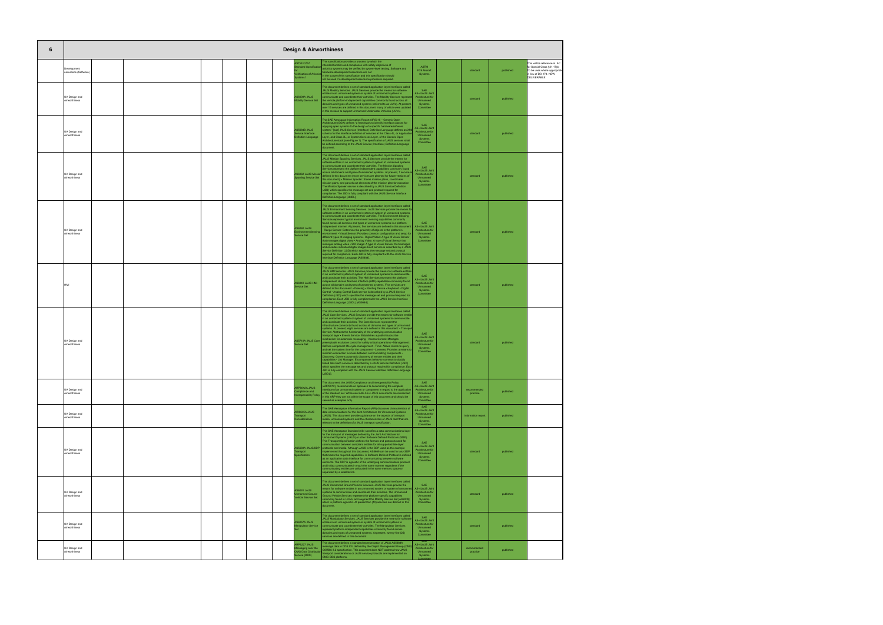| 6 | Design & Airworthiness | | | | | | | | | | | | | |
|---|---|---|---|---|---|---|---|---|---|---|---|---|---|---|
| | Development assurance (Software) | | | | | | | ASTM F3153 Standard Specification for Verification of Avionics Systems | This specification provides a process by which the intended function and compliance with safety objectives of avionics systems may be verified by system-level testing. Software and hardware development assurance are not in the scope of this specification and this specification should not be used if a development assurance process is required. | ASTM F39 Aircraft Systems | | standard | published | This will be reference in AC for Special Class §21.17(b) To be used where appropriate in lieu of DO 178. NEW DELIVERABLE |
| | UA Design and Airworthiness | | | | | | | AS6009A JAUS Mobility Service Set | This document defines a set of standard application layer interfaces called JAUS Mobility Services. JAUS Services provide the means for software entities in an unmanned system or system of unmanned systems to communicate and coordinate their activities. The Mobility Services represent the vehicle platform-independent capabilities commonly found across all domains and types of unmanned systems (referred to as UxVs). At present, over 15 services are defined in this document many of which were updated in this revision to support Unmanned Underwater Vehicles (UUVs). | SAE AS-4JAUS Joint Architecture for Unmanned Systems Committee | | standard | published | |
| | UA Design and Airworthiness | | | | | | | AS5684B JAUS Service Interface Definition Language | The SAE Aerospace Information Report AIR5315 – Generic Open Architecture (GOA) defines "a framework to identify interface classes for applying open systems to the design of a specific hardware/software system." [sae] JAUS Service (Interface) Definition Language defines an XML schema for the interface definition of services at the Class 4L, or Application Layer, and Class 3L, or System Services Layer, of the Generic Open Architecture stack (see Figure 1). The specification of JAUS services shall be defined according to the JAUS Service (Interface) Definition Language document. | SAE AS-4JAUS Joint Architecture for Unmanned Systems Committee | | standard | published | |
| | UA Design and Airworthiness | | | | | | | AS6062 JAUS Mission Spooling Service Set | This document defines a set of standard application layer interfaces called JAUS Mission Spooling Services. JAUS Services provide the means for software entities in an unmanned system or system of unmanned systems to communicate and coordinate their activities. The Mission Spooling Services represent the platform-independent capabilities commonly found across all domains and types of unmanned systems. At present, 1 service is defined in this document (more services are planned for future versions of this document): • Mission Spooler: Stores mission plans, coordinates mission plans, and parcels out elements of the mission plan for execution. The Mission Spooler service is described by a JAUS Service Definition (JSD) which specifies the message set and protocol required for compliance. The JSD is fully compliant with the JAUS Service Interface Definition Language (JSIDL). | SAE AS-4JAUS Joint Architecture for Unmanned Systems Committee | | standard | published | |
| | UA Design and Airworthiness | | | | | | | AS6060 JAUS Environment Sensing Service Set | This document defines a set of standard application layer interfaces called JAUS Environment Sensing Services. JAUS Services provide the means for software entities in an unmanned system or system of unmanned systems to communicate and coordinate their activities. The Environment Sensing Services represent typical environment sensing capabilities commonly found across all domains and types of unmanned systems in a platform-independent manner. At present, five services are defined in this document: • Range Sensor: Determine the proximity of objects in the platform's environment • Visual Sensor: Provides common configuration and setup for different types of imaging systems • Digital Video: A type of Visual Sensor that manages digital video • Analog Video: A type of Visual Sensor that manages analog video • Still Image: A type of Visual Sensor that manages and encodes individual digital images Each service is described by a JAUS Service Definition (JSD) which specifies the message set and protocol required for compliance. Each JSD is fully compliant with the JAUS Service Interface Definition Language [AS5684]. | SAE AS-4JAUS Joint Architecture for Unmanned Systems Committee | | standard | published | |
| | HMI | | | | | | | AS6040 JAUS HMI Service Set | This document defines a set of standard application layer interfaces called JAUS HMI Services. JAUS Services provide the means for software entities in an unmanned system or system of unmanned systems to communicate and coordinate their activities. The HMI Services represent the platform-independent Human Machine Interface (HMI) capabilities commonly found across all domains and types of unmanned systems. Five services are defined in this document: • Drawing • Pointing Device • Keyboard • Digital Control • Analog Control Each service is described by a JAUS Service Definition (JSD) which specifies the message set and protocol required for compliance. Each JSD is fully compliant with the JAUS Service Interface Definition Language (JSIDL) [AS5684]. | SAE AS-4JAUS Joint Architecture for Unmanned Systems Committee | | standard | published | |
| | UA Design and Airworthiness | | | | | | | AS5710A JAUS Core Service Set | This document defines a set of standard application layer interfaces called JAUS Core Services. JAUS Services provide the means for software entities in an unmanned system or system of unmanned systems to communicate and coordinate their activities. The Core Services represent the infrastructure commonly found across all domains and types of unmanned systems. At present, eight services are defined in this document: • Transport Service: Abstracts the functionality of the underlying communication transport layer • Events Service: Establishes a publish/subscribe mechanism for automatic messaging • Access Control: Manages preemptable exclusive control for safety critical operations • Management: Defines component life-cycle management • Time: Allows clients to query and set the system time for the component • Liveness: Provides a means to maintain connection liveness between communicating components • Discovery: Governs automatic discovery of remote entities and their capabilities • List Manager: Encompasses behavior common to doubly linked lists Each service is described by a JAUS Service Definition (JSD) which specifies the message set and protocol required for compliance. Each JSD is fully compliant with the JAUS Service Interface Definition Language (JSIDL). | SAE AS-4JAUS Joint Architecture for Unmanned Systems Committee | | standard | published | |
| | UA Design and Airworthiness | | | | | | | ARP6012A JAUS Compliance and Interoperability Policy | This document, the JAUS Compliance and Interoperability Policy (ARP6012), recommends an approach to documenting the complete interface of an unmanned system or component in regard to the application of the standard set. While non-SAE AS-4 JAUS documents are referenced in this ARP they are not within the scope of this document and should be viewed as examples only. | SAE AS-4JAUS Joint Architecture for Unmanned Systems Committee | | recommended practice | published | |
| | UA Design and Airworthiness | | | | | | | AIR5645A JAUS Transport Considerations | This SAE Aerospace Information Report (AIR) discusses characteristics of data communications for the Joint Architecture for Unmanned Systems (JAUS). This document provides guidance on the aspects of transport media, unmanned systems and the characteristics of JAUS itself that are relevant to the definition of a JAUS transport specification. | SAE AS-4JAUS Joint Architecture for Unmanned Systems Committee | | information report | published | |
| | UA Design and Airworthiness | | | | | | | AS5669A JAUS/SDP Transport Specification | This SAE Aerospace Standard (AS) specifies a data communications layer for the transport of messages defined by the Joint Architecture for Unmanned Systems (JAUS) or other Software Defined Protocols (SDP). This Transport Specification defines the formats and protocols used for communication between compliant entities for all supported link-layer protocols and media. Although JAUS is the SDP used as the example implemented throughout this document, AS5669 can be used for any SDP that meets the required capabilities. A Software Defined Protocol is defined as an application data interface for communicating between software elements. The SDP is agnostic of the underlying communications protocol and in fact communicates in much the same manner regardless if the communicating entities are collocated in the same memory space or separated by a satellite link. | SAE AS-4JAUS Joint Architecture for Unmanned Systems Committee | | standard | published | |
| | UA Design and Airworthiness | | | | | | | AS6091 JAUS Unmanned Ground Vehicle Service Set | This document defines a set of standard application layer interfaces called JAUS Unmanned Ground Vehicle Services. JAUS Services provide the means for software entities in an unmanned system or system of unmanned systems to communicate and coordinate their activities. The Unmanned Ground Vehicle Services represent the platform-specific capabilities commonly found in UGVs, and augment the Mobility Service Set [AS6009] which is platform-agnostic. At present ten (10) services are defined in this document. | SAE AS-4JAUS Joint Architecture for Unmanned Systems Committee | | standard | published | |
| | UA Design and Airworthiness | | | | | | | AS6057A JAUS Manipulator Service Set | This document defines a set of standard application layer interfaces called JAUS Manipulator Services. JAUS Services provide the means for software entities in an unmanned system or system of unmanned systems to communicate and coordinate their activities. The Manipulator Services represent platform-independent capabilities commonly found across domains and types of unmanned systems. At present, twenty-five (25) services are defined in this document. | SAE AS-4JAUS Joint Architecture for Unmanned Systems Committee | | standard | published | |
| | UA Design and Airworthiness | | | | | | | ARP6227 JAUS Messaging over the OMG Data Distribution Service (DDS) | This document defines a standard representation of JAUS AS6069A Message data in DDS IDL defined by the Object Management Group (OMG) CORBA 3.2 specification. This document does NOT address how JAUS transport considerations or JAUS service protocols are implemented on OMG DDS platforms. | SAE AS-4JAUS Joint Architecture for Unmanned Systems Committee | | recommended practice | published | |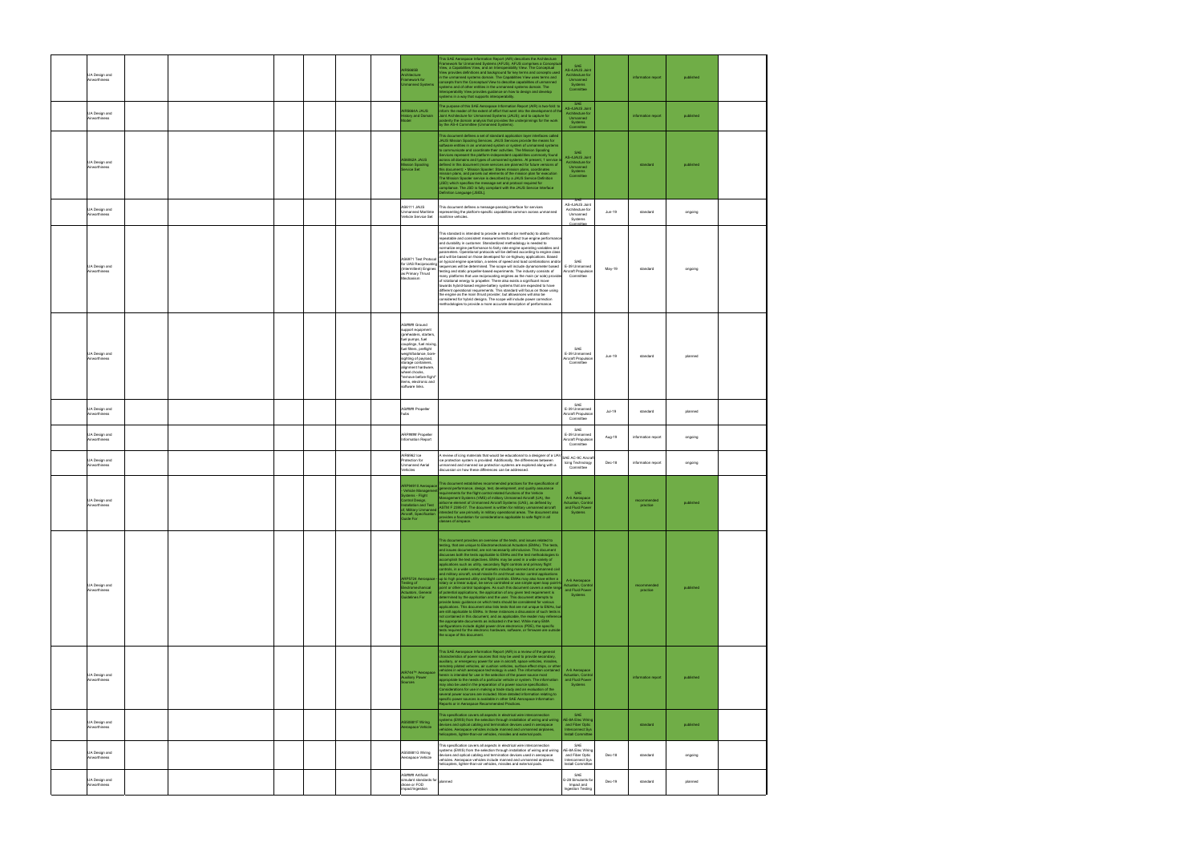| | | | | | | | | | | | | |
|---|---|---|---|---|---|---|---|---|---|---|---|---|
| UA Design and Airworthiness | | | | | | AIR5664B Architecture Framework for Unmanned Systems | This SAE Aerospace Information Report (AIR) describes the Architecture Framework for Unmanned Systems (AFUS). AFUS comprises a Conceptual View, a Capabilities View, and an Interoperability View. The Conceptual View provides definitions and background for key terms and concepts used in the unmanned systems domain. The Capabilities View uses terms and concepts from the Conceptual View to describe capabilities of unmanned systems and of other entities in the unmanned systems domain. The Interoperability View provides guidance on how to design and develop systems in a way that supports interoperability. | SAE AS-4JAUS Joint Architecture for Unmanned Systems Committee | | information report | published | |
| UA Design and Airworthiness | | | | | | AIR5665A JAUS History and Domain Model | The purpose of this SAE Aerospace Information Report (AIR) is two fold: to inform the reader of the extent of effort that went into the development of the Joint Architecture for Unmanned Systems (JAUS), and to capture for posterity the domain analysis that provides the underpinnings for the work by the AS-4 Committee (Unmanned Systems). | SAE AS-4JAUS Joint Architecture for Unmanned Systems Committee | | information report | published | |
| UA Design and Airworthiness | | | | | | AS6062A JAUS Mission Spooling Service Set | This document defines a set of standard application layer interfaces called JAUS Mission Spooling Services. JAUS Services provide the means for software entities in an unmanned system or system of unmanned systems to communicate and coordinate their activities. The Mission Spooling Services represent the platform-independent capabilities commonly found across all domains and types of unmanned systems. At present, 1 service is defined in this document (more services are planned for future versions of this document): • Mission Spooler: Stores mission plans, coordinates mission plans, and parcels out elements of the mission plan for execution. The Mission Spooler service is described by a JAUS Service Definition (JSD) which specifies the message set and protocol required for compliance. The JSD is fully compliant with the JAUS Service Interface Definition Language [JSIDL]. | SAE AS-4JAUS Joint Architecture for Unmanned Systems Committee | | standard | published | |
| UA Design and Airworthiness | | | | | | AS6111 JAUS Unmanned Maritime Vehicle Service Set | This document defines a message-passing interface for services representing the platform-specific capabilities common across unmanned maritime vehicles. | SAE AS-4JAUS Joint Architecture for Unmanned Systems Committee | Jun-19 | standard | ongoing | |
| UA Design and Airworthiness | | | | | | AS6971 Test Protocol for UAS Reciprocating (Intermittent) Engines as Primary Thrust Mechanism | This standard is intended to provide a method (or methods) to obtain repeatable and consistent measurements to reflect true engine performance and durability in customer. Standardized methodology is needed to normalize engine performance to fairly rate engine operating variables and parameters. Operational protocols will be defined according to engine class and will be based on those developed for on-highway applications. Based on typical engine operation, a series of speed and load combinations and/or sequences will be determined. The scope will include dynamometer based testing and static propeller-based experiments. The industry consists of many platforms that use reciprocating engines as the main (or sole) provider of rotational energy to propeller. There also exists a significant move towards hybrid-based engine/battery systems that are expected to have different operational requirements. This standard will focus on those using the engine as the main thrust provider, but allowances will also be considered for hybrid designs. The scope will include power correction methodologies to provide a more accurate description of performance. | SAE E-39 Unmanned Aircraft Propulsion Committee | May-19 | standard | ongoing | |
| UA Design and Airworthiness | | | | | | AS#### Ground support equipment (preheaters, starters, fuel pumps, fuel couplings, fuel mixing, fuel filters, preflight weight/balance, bore-sighting of payload, storage containers, alignment hardware, wheel chocks, "remove before flight" items, electronic and software links. | | SAE E-39 Unmanned Aircraft Propulsion Committee | Jun-19 | standard | planned | |
| UA Design and Airworthiness | | | | | | AS#### Propeller hubs | | SAE E-39 Unmanned Aircraft Propulsion Committee | Jul-19 | standard | planned | |
| UA Design and Airworthiness | | | | | | AIR#### Propeller Information Report | | SAE E-39 Unmanned Aircraft Propulsion Committee | Aug-19 | information report | ongoing | |
| UA Design and Airworthiness | | | | | | AIR6962 Ice Protection for Unmanned Aerial Vehicles | A review of icing materials that would be educational to a designer of a UAV ice protection system is provided. Additionally, the differences between unmanned and manned ice protection systems are explored along with a discussion on how these differences can be addressed. | SAE AC-9C Aircraft Icing Technology Committee | Dec-18 | information report | ongoing | |
| UA Design and Airworthiness | | | | | | ARP94910 Aerospace - Vehicle Management Systems - Flight Control Design, Installation and Test of, Military Unmanned Aircraft, Specification Guide For | This document establishes recommended practices for the specification of general performance, design, test, development, and quality assurance requirements for the flight control related functions of the Vehicle Management Systems (VMS) of military Unmanned Aircraft (UA), the airborne element of Unmanned Aircraft Systems (UAS), as defined by ASTM F 2395-07. This document is written for military unmanned aircraft intended for use primarily in military operational areas. The document also provides a foundation for considerations applicable to safe flight in all classes of airspace. | SAE A-6 Aerospace Actuation, Control and Fluid Power Systems | | recommended practice | published | |
| UA Design and Airworthiness | | | | | | ARP5724 Aerospace - Testing of Electromechanical Actuators, General Guidelines For | This document provides an overview of the tests, and issues related to testing, that are unique to Electromechanical Actuators (EMAs). The tests, and issues documented, are not necessarily all-inclusive. This document discusses both the tests applicable to EMAs and the test methodologies to accomplish the test objectives. EMAs may be used in a wide variety of applications such as utility, secondary flight controls and primary flight controls, in a wide variety of markets including manned and unmanned civil and military aircraft, small missile fin and thrust vector control applications up to high powered utility and flight controls. EMAs may also have either a rotary or a linear output, be servo controlled or use simple open loop point to point or other control topologies. As such this document covers a wide range of potential applications, the application of any given test requirement is determined by the application and the user. This document attempts to provide basic guidance on which tests should be considered for various applications. This document also lists tests that are not unique to EMAs, but are still applicable to EMAs. In these instances a discussion of such tests is not contained in this document, and as applicable, the reader may reference the appropriate documents as indicated in the text. While many EMA configurations include digital power drive electronics (PDE), the specific tests required for the electronic hardware, software, or firmware are outside the scope of this document. | A-6 Aerospace Actuation, Control and Fluid Power Systems | | recommended practice | published | |
| UA Design and Airworthiness | | | | | | AIR744™ Aerospace Auxiliary Power Sources | This SAE Aerospace Information Report (AIR) is a review of the general characteristics of power sources that may be used to provide secondary, auxiliary, or emergency power for use in aircraft, space vehicles, missiles, remotely piloted vehicles, air cushion vehicles, surface effect ships, or other vehicles in which aerospace technology is used. The information contained herein is intended for use in the selection of the power source most appropriate to the needs of a particular vehicle or system. The information may also be used in the preparation of a power source specification. Considerations for use in making a trade study and an evaluation of the several power sources are included. More detailed information relating to specific power sources is available in other SAE Aerospace Information Reports or in Aerospace Recommended Practices. | A-6 Aerospace Actuation, Control and Fluid Power Systems | | information report | published | |
| UA Design and Airworthiness | | | | | | AS50881F Wiring Aerospace Vehicle | This specification covers all aspects in electrical wire interconnection systems (EWIS) from the selection through installation of wiring and wiring devices and optical cabling and termination devices used in aerospace vehicles. Aerospace vehicles include manned and unmanned airplanes, helicopters, lighter-than-air vehicles, missiles and external pods. | SAE AE-8A Elec Wiring and Fiber Optic Interconnect Sys Install Committee | | standard | published | |
| UA Design and Airworthiness | | | | | | AS50881G Wiring Aerospace Vehicle | This specification covers all aspects in electrical wire interconnection systems (EWIS) from the selection through installation of wiring and wiring devices and optical cabling and termination devices used in aerospace vehicles. Aerospace vehicles include manned and unmanned airplanes, helicopters, lighter-than-air vehicles, missiles and external pods. | SAE AE-8A Elec Wiring and Fiber Optic Interconnect Sys Install Committee | Dec-18 | standard | ongoing | |
| UA Design and Airworthiness | | | | | | AS#### Artificial occupant standards for drone or FOD impact/ingestion | planned | SAE G-28 Simulants for Impact and Ingestion Testing | Dec-19 | standard | planned | |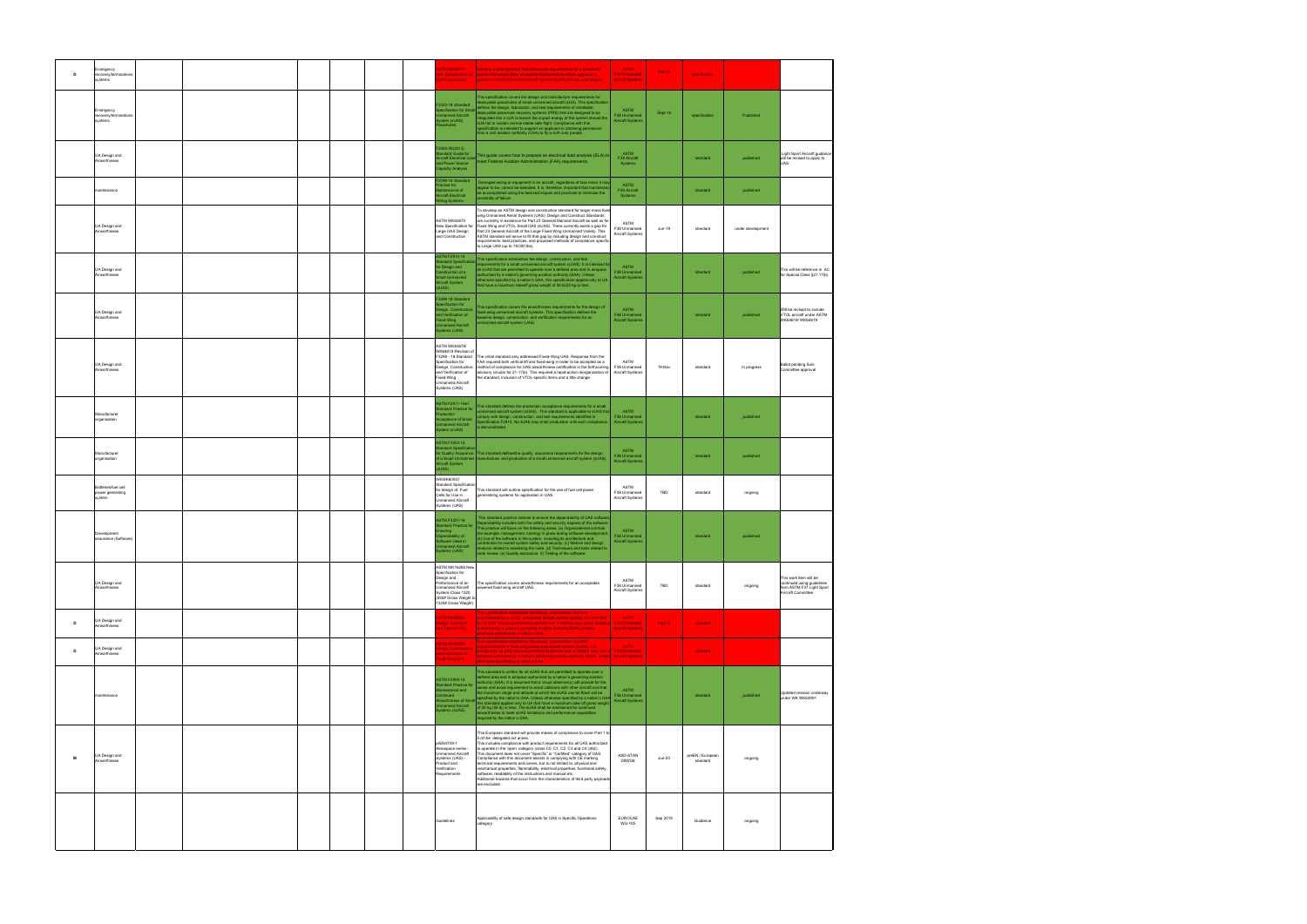| | | | | | | | | | | | | | |
|---|---|---|---|---|---|---|---|---|---|---|---|---|---|
| D | Emergency recovery/termination systems | | | | | | | ASTM WK60??? New specification for ... sUAS parachutes | Develop a draft standard that defines the requirements for a parachute system that would allow an applicant/operator to obtain approval to operate a small Unmanned Aircraft System (sUAS) directly over people. | ASTM F38 Unmanned Aircraft Systems | Sep-18 | specification | | |
| | Emergency recovery/termination systems | | | | | | | F3322-18 Standard Specification for Small Unmanned Aircraft System (sUAS) Parachutes | This specification covers the design and manufacture requirements for deployable parachutes of small unmanned aircraft (sUA). This specification defines the design, fabrication, and test requirements of installable, deployable parachute recovery systems (PRS) that are designed to be integrated into a sUA to lessen the impact energy of the system should the sUA fail to sustain normal stable safe flight. Compliance with this specification is intended to support an applicant in obtaining permission from a civil aviation authority (CAA) to fly a sUA over people. | ASTM F38 Unmanned Aircraft Systems | Sept 18 | specification | Published | |
| | UA Design and Airworthiness | | | | | | | F2490-05(2013) Standard Guide for Aircraft Electrical Load and Power Source Capacity Analysis | This guide covers how to prepare an electrical load analysis (ELA) to meet Federal Aviation Administration (FAA) requirements. | ASTM F39 Aircraft Systems | | standard | published | Light Sport Aircraft guidance will be revised to apply to UAS. |
| | maintenance | | | | | | | F2799-14 Standard Practice for Maintenance of Aircraft Electrical Wiring Systems | Damaged wiring or equipment in an aircraft, regardless of how minor it may appear to be, cannot be tolerated. It is, therefore, important that maintenance be accomplished using the best techniques and practices to minimize the possibility of failure. | ASTM F39 Aircraft Systems | | standard | published | |
| | UA Design and Airworthiness | | | | | | | ASTM WK62670 New Specification for Large UAS Design and Construction | To develop an ASTM design and construction standard for larger mass fixed wing Unmanned Aerial Systems (UAS). Design and Construct Standards are currently in existence for Part 23 General Manned Aircraft as well as for Fixed Wing and VTOL Small UAS (sUAS). There currently exists a gap for Part 23 General Aircraft of the Large Fixed Wing Unmanned Variety. This ASTM standard will serve to fill that gap by including design and construct requirements, best practices, and proposed methods of compliance specific to Large UAS (up to 19,000 lbs). | ASTM F38 Unmanned Aircraft Systems | Jun-19 | standard | under development | |
| | UA Design and Airworthiness | | | | | | | ASTM F2910-14 Standard Specification for Design and Construction of a Small Unmanned Aircraft System (sUAS) | This specification establishes the design, construction, and test requirements for a small unmanned aircraft system (sUAS). It is intended for all sUAS that are permitted to operate over a defined area and in airspace authorized by a nation's governing aviation authority (GAA). Unless otherwise specified by a nation's GAA, this specification applies only to UA that have a maximum takeoff gross weight of 55 lb/25 kg or less. | ASTM F38 Unmanned Aircraft Systems | | standard | published | This will be reference in AC for Special Class (§21.17(b) |
| | UA Design and Airworthiness | | | | | | | F3298-18 Standard Specification for Design, Construction, and Verification of Fixed-Wing Unmanned Aircraft Systems (UAS) | This specification covers the airworthiness requirements for the design of fixed-wing unmanned aircraft systems. This specification defines the baseline design, construction, and verification requirements for an unmanned aircraft system (UAS). | ASTM F38 Unmanned Aircraft Systems | | standard | published | Will be revised to include VTOL aircraft under ASTM WK64619/ WK64619 |
| | UA Design and Airworthiness | | | | | | | ASTM WK63978/ WK64619 Revision of F3298 - 18 Standard Specification for Design, Construction, and Verification of Fixed-Wing Unmanned Aircraft Systems (UAS) | The initial standard only addressed Fixed-Wing UAS. Response from the FAA required both vertical lift and fixed-wing in order to be accepted as a method of compliance for UAS airworthiness certification in the forthcoming advisory circular for 21-17(b). This required a rapid-action reorganization of the standard, inclusion of VTOL-specific items and a title change. | ASTM F38 Unmanned Aircraft Systems | ?/?/Nov | standard | In progress | Ballot pending Sub-Committee approval |
| | Manufacturer organisation | | | | | | | ASTM F2911-14e1 Standard Practice for Production Acceptance of Small Unmanned Aircraft System (sUAS) | This standard defines the production acceptance requirements for a small unmanned aircraft system (sUAS). This standard is applicable to sUAS that comply with design, construction, and test requirements identified in Specification F2910. No sUAS may enter production until such compliance is demonstrated. | ASTM F38 Unmanned Aircraft Systems | | standard | published | |
| | Manufacturer organisation | | | | | | | ASTM F3003-14 Standard Specification for Quality Assurance of a Small Unmanned Aircraft System (sUAS) | This standard defines the quality assurance requirements for the design, manufacture, and production of a small unmanned aircraft system (sUAS). | ASTM F38 Unmanned Aircraft Systems | | standard | published | |
| | Batteries/fuel cell power generating system | | | | | | | WK WK60937 Standard Specification for design of Fuel Cells for Use in Unmanned Aircraft Systems (UAS) | This standard will outline specification for the use of fuel cell power generating systems for application in UAS. | ASTM F38 Unmanned Aircraft Systems | TBD | standard | ongoing | |
| | Development assurance (Software) | | | | | | | ASTM F3201-16 Standard Practice for Ensuring Dependability of Software Used in Unmanned Aircraft Systems (UAS) | This standard practice intends to ensure the dependability of UAS software. Dependability includes both the safety and security aspects of the software. This practice will focus on the following areas: (a) Organizational controls (for example, management, training) in place during software development. (b) Use of the software in the system, including its architecture and contribution to overall system safety and security. (c) Metrics and design analysis related to assessing the code. (d) Techniques and tools related to code review. (e) Quality assurance. (f) Testing of the software. | ASTM F38 Unmanned Aircraft Systems | | standard | published | |
| | UA Design and Airworthiness | | | | | | | ASTM WK16285 New Specification for Design and Performance of an Unmanned Aircraft System-Class 1320 (660# Gross Weight to 1320# Gross Weight) | The specification covers airworthiness requirements for an acceptable powered fixed wing aircraft UAS. | ASTM F38 Unmanned Aircraft Systems | TBD | standard | ongoing | This work item will be continued using guidelines from ASTM F37 Light Sport Aircraft Committee |
| D | UA Design and Airworthiness | | | | | | | ASTM WK60-??? Design, Construction ... (VTOL) ... | This specification establishes the design, construction, and test requirements for a VTOL unmanned aircraft system (sUAS)... It is intended for all UAS that are permitted to operate over a defined area and in airspace authorized by a nation's governing aviation authority (GAA). Unless otherwise specified by a nation's GAA. | ASTM F38 Unmanned Aircraft Systems | Aug-18 | standard | | |
| D | UA Design and Airworthiness | | | | | | | ASTM WK60-??? Design, Construction ... Fixed Wing UAS | This specification establishes the design, construction, and test requirements for a fixed wing unmanned aircraft system (sUAS). It is intended for all sUAS that are permitted to operate over a defined area and in airspace authorized by a nation's governing aviation authority (GAA). Unless otherwise specified by a nation's GAA. | ASTM F38 Unmanned Aircraft Systems | | standard | | |
| | maintenance | | | | | | | ASTM F2909-14 Standard Practice for Maintenance and Continued Airworthiness of Small Unmanned Aircraft Systems (sUAS) | This standard is written for all sUAS that are permitted to operate over a defined area and in airspace authorized by a nation's governing aviation authority (GAA). It is assumed that a visual observer(s) will provide for the sense and avoid requirement to avoid collisions with other aircraft and that the maximum range and altitude at which the sUAS can be flown will be specified by the nation's GAA. Unless otherwise specified by a nation's GAA this standard applies only to UA that have a maximum take off gross weight of 25 kg (55 lb) or less. The sUAS shall be maintained for continued airworthiness to meet sUAS limitations and performance capabilities required by the nation's GAA. | ASTM F38 Unmanned Aircraft Systems | | standard | published | Updated revision underway under WK WK63991 |
| M | UA Design and Airworthiness | | | | | | | prEN4709-1 Aerospace series - Unmanned Aircraft Systems (UAS) - Product and Verification Requirements | This European standard will provide means of compliance to cover Part 1 to 5 of the delegated act annex. This includes compliance with product requirements for all UAS authorized to operate in the 'open' category (class C0, C1, C2, C3 and C4 UAS). This document does not cover "Specific" or "Certified" category of UAS. Compliance with this document assists in complying with CE marking technical requirements and covers, but is not limited to, physical and mechanical properties, flammability, electrical properties, functional safety, software, readability of the instructions and manual etc. Additional hazards that occur from the characteristics of third party payloads are excluded. | ASD-STAN D5WG8 | Jun-20 | prEN / European standard | ongoing | |
| | | | | | | | | Guidelines | Applicability of safe design standards for UAS in Specific Operations category | EUROCAE WG-105 | Sep 2019 | Guidance | ongoing | |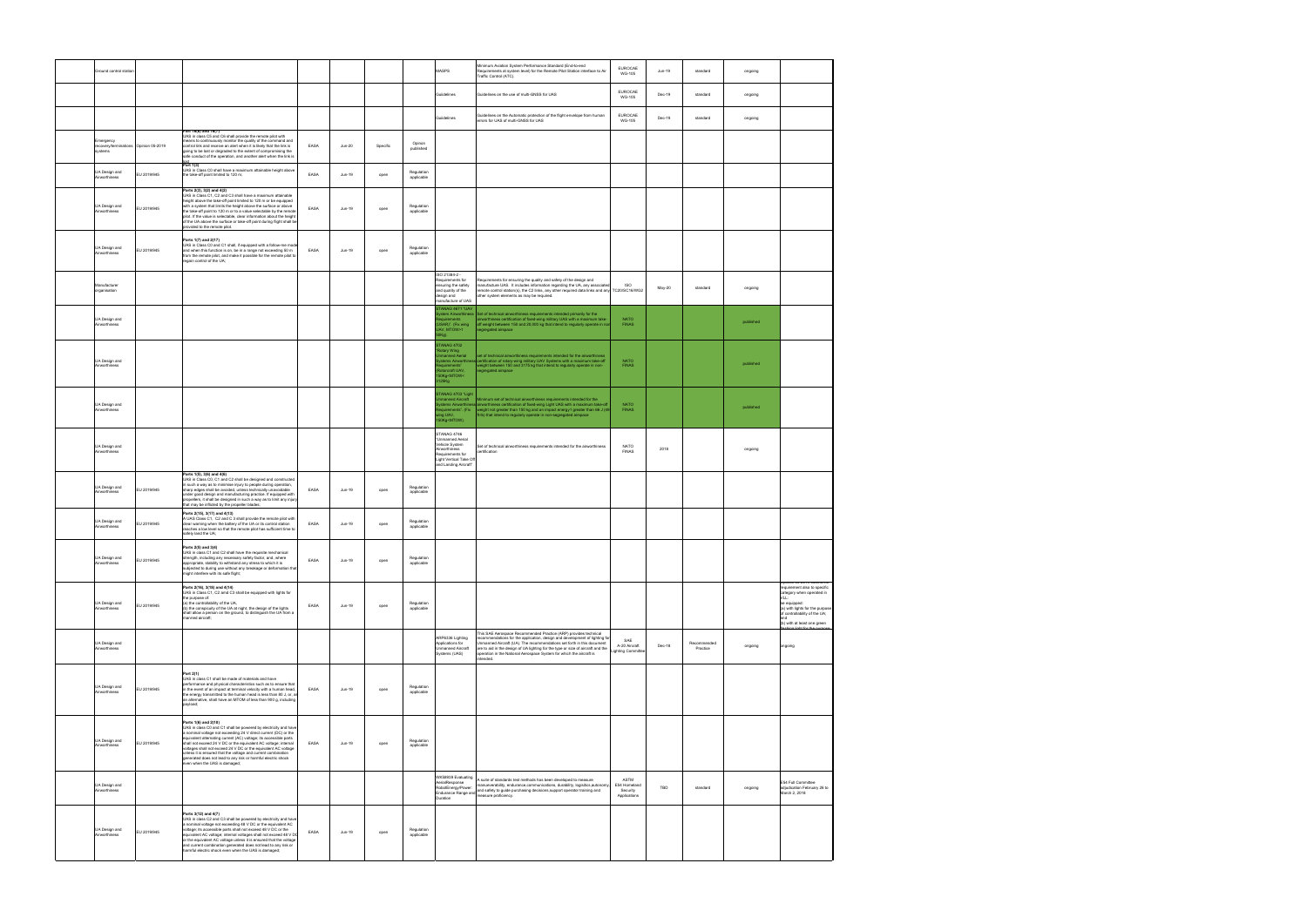| | | | | | | | | | | | | | | |
|---|---|---|---|---|---|---|---|---|---|---|---|---|---|---|
| | Ground control station | | | | | | | MASPS | Minimum Aviation System Performance Standard (End-to-end Requirements at system level) for the Remote Pilot Station interface to Air Traffic Control (ATC) | EUROCAE WG-105 | Jun-19 | standard | ongoing | |
| | | | | | | | | Guidelines | Guidelines on the use of multi-GNSS for UAS | EUROCAE WG-105 | Dec-19 | standard | ongoing | |
| | | | | | | | | Guidelines | Guidelines on the Automatic protection of the flight envelope from human errors for UAS of multi-GNSS for UAS | EUROCAE WG-105 | Dec-19 | standard | ongoing | |
| | Emergency recovery/termination systems | Opinion 05-2019 | Part 16(b) and 16(?) UAS in class C5 and C6 shall provide the remote pilot with means to continuously monitor the quality of the command and control link and receive an alert when it is likely that the link is going to be lost or degraded to the extent of compromising the safe conduct of the operation, and another alert when the link is lost | EASA | Jun-20 | Specific | Opinion published | | | | | | | |
| | UA Design and Airworthiness | EU 2019/945 | Part 1(3) UAS in Class C0 shall have a maximum attainable height above the take-off point limited to 120 m; | EASA | Jun-19 | open | Regulation applicable | | | | | | | |
| | UA Design and Airworthiness | EU 2019/945 | Parts 2(3), 3(2) and 4(2) UAS in Class C1, C2 and C3 shall have a maximum attainable height above the take-off point limited to 120 m or be equipped with a system that limits the height above the surface or above the take-off point to 120 m or to a value selectable by the remote pilot. If the value is selectable, clear information about the height of the UA above the surface or take-off point during flight shall be provided to the remote pilot. | EASA | Jun-19 | open | Regulation applicable | | | | | | | |
| | UA Design and Airworthiness | EU 2019/945 | Parts 1(7) and 2(17) UAS in Class C0 and C1 shall, if equipped with a follow-me mode and when that function is on, be in a range not exceeding 50 m from the remote pilot, and make it possible for the remote pilot to regain control of the UA; | EASA | Jun-19 | open | Regulation applicable | | | | | | | |
| | Manufacturer/ organisation | | | | | | | ISO 21384-2 - Requirements for ensuring the safety and quality of the design and manufacture of UAS | Requirements for ensuring the quality and safety of the design and manufacture UAS. It includes information regarding the UA, any associated remote control station(s), the C2 links, any other required data links and any other system elements as may be required. | ISO TC20/SC16/WG2 | May-20 | standard | ongoing | |
| | UA Design and Airworthiness | | | | | | | STANAG 4671 "UAV System Airworthiness Requirements (USAR)" (Fix wing UAV, MTOW>150Kg) | Set of technical airworthiness requirements intended primarily for the airworthiness certification of fixed-wing military UAS with a maximum take-off weight between 150 and 20 000 kg that intend to regularly operate in non segregated airspace | NATO FINAS | | | published | |
| | UA Design and Airworthiness | | | | | | | STANAG 4702 "Rotary Wing Unmanned Aerial Systems Airworthiness Requirements" (Rotorcraft UAV, 150Kg<MTOW<3175Kg) | Set of technical airworthiness requirements intended for the airworthiness certification of rotary-wing military UAV Systems with a maximum take-off weight between 150 and 3175 kg that intend to regularly operate in non-segregated airspace | NATO FINAS | | | published | |
| | UA Design and Airworthiness | | | | | | | STANAG 4703 "Light Unmanned Aircraft Systems Airworthiness Requirements" (Fix wing UAV, 150Kg>MTOW) | Minimum set of technical airworthiness requirements intended for the airworthiness certification of fixed-wing Light UAS with a maximum take-off weight not greater than 150 kg and an impact energy greater than 66 J (49 ft-lb) that intend to regularly operate in non-segregated airspace | NATO FINAS | | | published | |
| | UA Design and Airworthiness | | | | | | | STANAG 4746 "Unmanned Aerial Vehicle System Airworthiness Requirements for Light Vertical Take Off and Landing Aircraft" | Set of technical airworthiness requirements intended for the airworthiness certification | NATO FINAS | 2018 | | ongoing | |
| | UA Design and Airworthiness | EU 2019/945 | Parts 1(5), 2(6) and 3(6) UAS in Class C0, C1 and C2 shall be designed and constructed in such a way as to minimise injury to people during operation, sharp edges shall be avoided, unless technically unavoidable under good design and manufacturing practice. If equipped with propellers, it shall be designed in such a way as to limit any injury that may be inflicted by the propeller blades; | EASA | Jun-19 | open | Regulation applicable | | | | | | | |
| | UA Design and Airworthiness | EU 2019/945 | Parts 2(15), 3(17) and 4(13) A UAS Class C1, C2 and C3 shall provide the remote pilot with clear warning when the battery of the UA or its control station reaches a low level so that the remote pilot has sufficient time to safely land the UA; | EASA | Jun-19 | open | Regulation applicable | | | | | | | |
| | UA Design and Airworthiness | EU 2019/945 | Parts 2(8) and 3(8) UAS in class C1 and C2 shall have the requisite mechanical strength, including any necessary safety factor, and, where appropriate, stability to withstand any stress to which it is subjected to during use without any breakage or deformation that might interfere with its safe flight; | EASA | Jun-19 | open | Regulation applicable | | | | | | | |
| | UA Design and Airworthiness | EU 2019/945 | Parts 2(16), 3(16) and 4(14) UAS in Class C1, C2 and C3 shall be equipped with lights for the purpose of: (a) the controllability of the UA, (b) the conspicuity of the UA at night, the design of the lights shall allow a person on the ground, to distinguish the UA from a manned aircraft; | EASA | Jun-19 | open | Regulation applicable | | | | | | | ... requirement also to specific category when operated in VLL: be equipped: (a) with lights for the purpose of controllability of the UA; and (b) with at least one green flashing light for the purpose ... |
| | UA Design and Airworthiness | | | | | | | ARP6336 Lighting Applications for Unmanned Aircraft Systems (UAS) | This SAE Aerospace Recommended Practice (ARP) provides technical recommendations for the application, design and development of lighting for Unmanned Aircraft (UA). The recommendations set forth in this document are to aid in the design of UA lighting for the type or size of aircraft and the operation in the National Aerospace System for which the aircraft is intended. | SAE A-20 Aircraft Lighting Committee | Dec-19 | Recommended Practice | ongoing | ongoing |
| | UA Design and Airworthiness | EU 2019/945 | Part 2(1) UAS in class C1 shall be made of materials and have performance and physical characteristics such as to ensure that in the event of an impact at terminal velocity with a human head, the energy transmitted to the human head is less than 80 J, or, as an alternative, shall have an MTOM of less than 900 g, including payload; | EASA | Jun-19 | open | Regulation applicable | | | | | | | |
| | UA Design and Airworthiness | EU 2019/945 | Parts 1(6) and 2(10) UAS in class C0 and C1 shall be powered by electricity and have a nominal voltage not exceeding 24 V direct current (DC) or the equivalent alternating current (AC) voltage; its accessible parts shall not exceed 24 V DC or the equivalent AC voltage; internal voltages shall not exceed 24 V DC or the equivalent AC voltage unless it is ensured that the voltage and current combination generated does not lead to any risk or harmful electric shock even when the UAS is damaged; | EASA | Jun-19 | open | Regulation applicable | | | | | | | |
| | UA Design and Airworthiness | | | | | | | WK58931 Evaluating Aerial Response Robot Energy/Power: Endurance Range and Duration | A suite of standards test methods has been developed to measure maneuverability, endurance, communications, durability, logistics, autonomy, and safety to guide purchasing decisions, support operator training and measure proficiency. | ASTM E54 Homeland Security Applications | TBD | standard | ongoing | E54 Full Committee adjudication February 26 to March 2, 2018 |
| | UA Design and Airworthiness | EU 2019/945 | Parts 3(12) and 4(7) UAS in class C2 and C3 shall be powered by electricity and have a nominal voltage not exceeding 48 V DC or the equivalent AC voltage; its accessible parts shall not exceed 48 V DC or the equivalent AC voltage; internal voltages shall not exceed 48 V DC or the equivalent AC voltage unless it is ensured that the voltage and current combination generated does not lead to any risk or harmful electric shock even when the UAS is damaged; | EASA | Jun-19 | open | Regulation applicable | | | | | | | |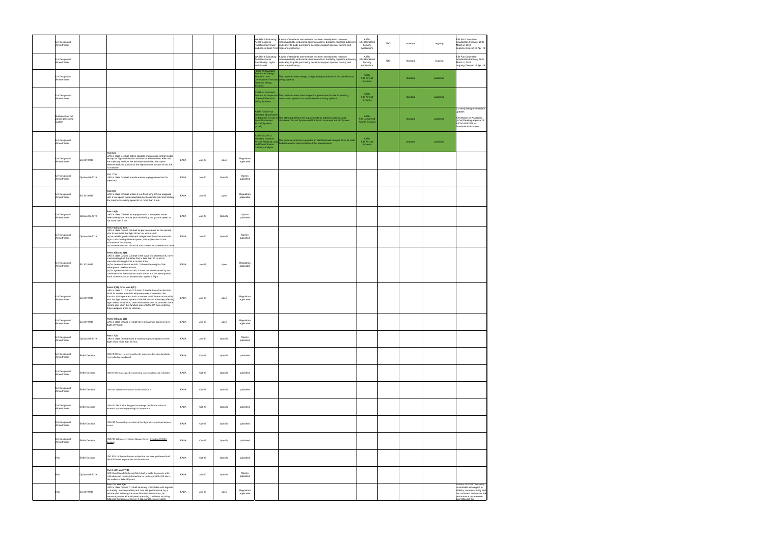| | | | | | | | | | | | | | |
|---|---|---|---|---|---|---|---|---|---|---|---|---|---|
| UA Design and Airworthiness | | | | | | | WK58945 Evaluating Aerial Response Robot Energy/Power: Endurance Dwell Time | A suite of standards test methods has been developed to measure maneuverability, endurance,communications, durability, logistics,autonomy and safety to guide purchasing decisions,support operator training and measure proficiency. | ASTM E54 Homeland Security Applications | TBD | standard | ongoing | E54 Full Committee adjudication February 26 to March 2, 2018. ongoing. Delayed till Apr -18 |
| UA Design and Airworthiness | | | | | | | WK58943 Evaluating Aerial Response Robot Safety: Lights and Sounds | A suite of standards test methods has been developed to measure maneuverability, endurance,communications, durability, logistics,autonomy and safety to guide purchasing decisions,support operator training and measure proficiency. | ASTM E54 Homeland Security Applications | TBD | standard | ongoing | E54 Full Committee adjudication February 26 to March 2, 2018. ongoing. Delayed till Apr -18 |
| UA Design and Airworthiness | | | | | | | F2639-18 Standard Practice for Design, Alteration, and Certification of Aircraft Electrical Wiring Systems | This practice covers design configuration procedures for aircraft electrical wiring systems. | ASTM F39 Aircraft Systems | | standard | published | |
| UA Design and Airworthiness | | | | | | | F2696-18 Standard Practice for Inspection of Aircraft Electrical Wiring Systems | This practice covers basic inspection procedures for electrical wiring interconnect systems for aircraft electrical wiring systems. | ASTM F39 Aircraft Systems | | standard | published | |
| Batteries/fuel cell power generating system | | | | | | | ASTM F3005-14a Standard Specification for Batteries for Use in Small Unmanned Aircraft Systems (sUAS) | This standard defines the requirements for batteries used in small Unmanned Aircraft Systems (sUAS Small Unmanned Aircraft System | ASTM F38 Unmanned Aircraft Systems | | standard | published | Currently being reviewed for updates. FAA Notice Of Availability (NOA) Pending approval of ASTM WK57608 as foundational document |
| UA Design and Airworthiness | | | | | | | F2490-05(2013) Standard Guide for Aircraft Electrical Load and Power Source Capacity Analysis | This guide covers how to prepare an electrical load analysis (ELA) to meet Federal Aviation Administration (FAA) requirements. | ASTM F39 Aircraft Systems | | standard | published | |
| UA Design and Airworthiness | EU 2019/945 | **Part 4(3)** UAS in class C4 shall not be capable of automatic control modes except for flight stabilisation assistance with no direct effect on the trajectory and lost link assistance provided that a pre-determined fixed position of the flight controls in case of lost link is available | EASA | Jun-19 | open | Regulation applicable | | | | | | | |
| UA Design and Airworthiness | Opinion 05-2019 | Part 17(4) UAS in class C6 shall provide means to programme the UA trajectory; | EASA | Jun-20 | Specific | Opinion published | | | | | | | |
| UA Design and Airworthiness | EU 2019/945 | **Part 3(9)** UAS in class C2 shall unless it is a fixed-wing UA, be equipped with a low-speed mode selectable by the remote pilot and limiting the maximum cruising speed to no more than 3 m/s. | EASA | Jun-19 | open | Regulation applicable | | | | | | | |
| UA Design and Airworthiness | Opinion 05-2019 | **Part 16(4)** UAS in class C5 shall be equipped with a low-speed mode selectable by the remote pilot and limiting the ground speed to not more than 5 m/s | EASA | Jun-20 | Specific | Opinion published | | | | | | | |
| UA Design and Airworthiness | Opinion 05-2019 | **Part 16(8) and 17(6)** UAS in class C5 and C6 shall be provide means for the remote pilot to terminate the flight of the UA, which shall: (a) be reliable, predictable and independent from the automatic flight control and guidance system; this applies also to the activation of this means; (b) force the descent of the UA and prevent its powered horizontal | EASA | Jun-20 | Specific | Opinion published | | | | | | | |
| UA Design and Airworthiness | EU 2019/945 | **Parts 2(8) and 4(6)** UAS in class C2 and C3 shall in the case of a tethered UA, have a tensile length of the tether that is less than 50 m and a mechanical strength that is no less than: (a) for heavier-than-air aircraft, 10 times the weight of the aerodyne at maximum mass; (b) for lighter-than-air aircraft, 4 times the force exerted by the combination of the maximum static thrust and the aerodynamic force of the maximum allowed wind speed in flight | EASA | Jun-19 | open | Regulation applicable | | | | | | | |
| UA Design and Airworthiness | EU 2019/945 | **Parts 2(14), 3(16) and 4(11)** UAS in class C1, C2 and C3 shall, if the UA has a function that limits its access to certain airspace areas or volumes, this function shall operate in such a manner that it interacts smoothly with the flight control system of the UA without adversely affecting flight safety; in addition, clear information shall be provided to the remote pilot when this function prevents the UA from entering these airspace areas or volumes; | EASA | Jun-19 | open | Regulation applicable | | | | | | | |
| UA Design and Airworthiness | EU 2019/945 | **Parts 1(2) and 2(2)** UAS in class C0 and C1 shall have a maximum speed in level flight of 19 m/s; | EASA | Jun-19 | open | Regulation applicable | | | | | | | |
| UA Design and Airworthiness | Opinion 05-2019 | **Part 17(1)** UAS in class C6 shall have a maximum ground speed in level flight of not more than 50 m/s; | EASA | Jun-20 | Specific | Opinion published | | | | | | | |
| UA Design and Airworthiness | EASA Decision | OSO#4 UAS developed to authority recognized design standards (e.g. industry standards) | EASA | Oct-19 | Specific | published | | | | | | | |
| UA Design and Airworthiness | EASA Decision | OSO#5 UAS is designed considering system safety and reliability | EASA | Oct-19 | Specific | published | | | | | | | |
| UA Design and Airworthiness | EASA Decision | OSO#10 Safe recovery from technical issue / | EASA | Oct-19 | Specific | published | | | | | | | |
| UA Design and Airworthiness | EASA Decision | OSO#12 The UAS is designed to manage the deterioration of external systems supporting UAS operation | EASA | Oct-19 | Specific | published | | | | | | | |
| UA Design and Airworthiness | EASA Decision | OSO#18 Automatic protection of the flight envelope from human errors | EASA | Oct-19 | Specific | published | | | | | | | |
| UA Design and Airworthiness | EASA Decision | OSO#19 Safe recovery from Human Error (Criterion #3 UAS design) | EASA | Oct-19 | Specific | published | | | | | | | |
| HMI | EASA Decision | OSO #20 - A Human Factors evaluation has been performed and the HMI found appropriate for the mission | EASA | Oct-19 | Specific | published | | | | | | | |
| HMI | Opinion 05-2019 | **Part 16(3) and 17(3)** UAS Class C5 and C6 during flight shall provide the remote pilot with clear and concise information on the height of the UA above the surface or take-off point; | EASA | Jun-20 | Specific | Opinion published | | | | | | | |
| HMI | EU 2019/945 | **Part 1(4) and 2(4)** UAS in class C0 and C1 shall be safely controllable with regards to stability, manoeuvrability and data link performance, by a remote pilot following the manufacturer's instructions, as necessary under all anticipated operating conditions including following the failure of one or, if appropriate, more system | EASA | Jun-19 | open | Regulation applicable | | | | | | | Opinion 05-2019: be safely controllable with regard to stability, manoeuvrability and the command and control link performance, by a remote pilot following the |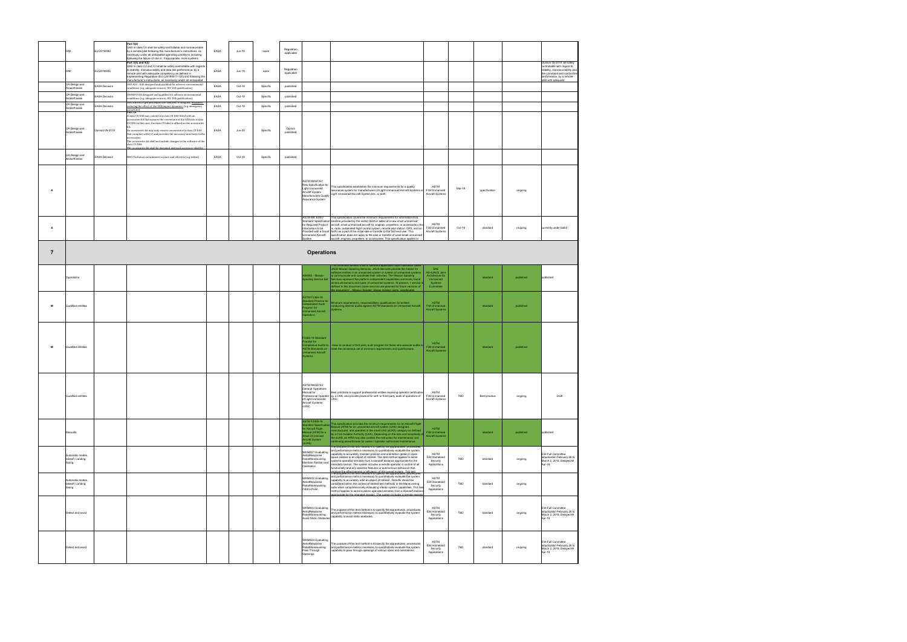| | | | | | | | | | | | | | | |
|---|---|---|---|---|---|---|---|---|---|---|---|---|---|---|
| | HMI | EU 2019/945 | Part 3(2) UAS in class C1 shall be safely controllable and manoeuvrable by a remote pilot following the manufacturer's instructions, as necessary under all anticipated operating conditions including following the failure of one or, if appropriate, more systems; | EASA | Jun-19 | open | Regulation applicable | | | | | | | |
| | HMI | EU 2019/945 | Part 3(3) and 4(3) UAS in class C2 and C3 shall be safely controllable with regards to stability, manoeuvrability and data link performance, by a remote pilot with adequate competency as defined in Implementing Regulation (EU) [2019/517-120] and following the manufacturer's instructions, as necessary under all anticipated | EASA | Jun-19 | open | Regulation applicable | | | | | | | Opinion 05-2019: be safely controllable with regard to stability, manoeuvrability and the command and control link performance, by a remote pilot with adequate |
| | UA Design and Airworthiness | EASA Decision | DSO #16 - UAS designed and qualified for adverse environmental conditions (e.g. adequate sensors, DO-160 qualification) | EASA | Oct-19 | Specific | published | | | | | | | |
| | UA Design and Airworthiness | EASA Decision | DSO #14 UAS designed and qualified for adverse environmental conditions (e.g. adequate sensors, DO-160 qualification) | EASA | Oct-19 | Specific | published | | | | | | | |
| | UA Design and Airworthiness | EASA Decision | M#2 Effects of ground impact are reduced. A fangible... reducing the effect of the UAS impact dynamics (e.g. emergency parachute) | EASA | Oct-19 | Specific | published | | | | | | | |
| | UA Design and Airworthiness | Opinion 05-2019 | Part 16 A class C5 UAS may consist in a class C3 UAS fitted with an accessories kit that ensures the conversion of the UAS into a class C5 UAS. In this case, the class C5 label is affixed on the accessories kit. An accessories kit may only ensure conversion of a class C3 UAS that complies with (3) and provides the necessary interfaces to the accessories. The accessories kit shall not include changes to the software of the class C3 UAS. The accessories kit shall be designed and each accessory shall be | EASA | Jun-20 | Specific | Opinion published | | | | | | | |
| | UA Design and Airworthiness | EASA Decision | M#3 Technical containment in place and effective (e.g. tether) | EASA | Oct-19 | Specific | published | | | | | | | |
| A | | | | | | | | ASTM WK67357 New Specification for Light Unmanned Aircraft System Manufacturers Quality Assurance System | This specification establishes the minimum requirements for a quality assurance system for manufacturers of Light Unmanned Aircraft Systems or Light Unmanned Aircraft System kits, or both. | ASTM F38 Unmanned Aircraft Systems | Mar-19 | specification | ongoing | |
| A | | | | | | | | ASTM WK 63467 Standard Specification for Required Product Information to be Provided with a Small Unmanned Aircraft System | This specification covers the minimum requirements for information that should be provided by the sUAS OEM or seller of a new small unmanned aircraft, small unmanned aircraft kit, engines, propellers, or accessories (that is, radio, automated flight control system, remote pilot station, GPS, and so forth) as a part of the initial sale or transfer to the first end user. This specification does not apply to the sale or transfer of used small unmanned aircraft, engines, propellers, or accessories. This specification applies to | ASTM F38 Unmanned Aircraft Systems | Oct-19 | standard | ongoing | currently under ballot |
| **7** | | | | | | | | **Operations** | | | | | | |
| | Operations | | | | | | | AS6092 - Mission Spooling Service Set | This document defines a set of standard application layer interfaces called JAUS Mission Spooling Services. JAUS Services provide the means for software entities in an unmanned system or system of unmanned systems to communicate and coordinate their activities. The Mission Spooling Services represent the platform-independent capabilities commonly found across all domains and types of unmanned systems. At present, 1 service is defined in this document (more services are planned for future versions of this document): • Mission Spooler: Stores mission plans, coordinates | SAE AS-4 JAUS Joint Architecture for Unmanned Systems Committee | | standard | published | published |
| III | Qualified entities | | | | | | | ASTM F3364-19 Standard Practice for Independent Audit Program for Unmanned Aircraft Operators | Minimum requirements, responsibilities, qualifications for entities conducting internal audits against ASTM standards on Unmanned Aircraft Systems | ASTM F38 Unmanned Aircraft Systems | | standard | published | |
| III | Qualified entities | | | | | | | F3365-19 Standard Practice for Compliance Audits to ASTM Standards on Unmanned Aircraft Systems | ~How to conduct a third party audit program for those who execute audits to meet the consensus set of minimum requirements and qualifications. | ASTM F38 Unmanned Aircraft Systems | | standard | published | |
| | Qualified entities | | | | | | | ASTM WK62744 General Operations Manual for Professional Operator of Light Unmanned Aircraft Systems (UAS) | Best practices to support professional entities receiving operator certification by a CAA; and provide practice for self- or third-party audit of operators of UAS. | ASTM F38 Unmanned Aircraft Systems | TBD | Best practice | ongoing | Draft |
| | Manuals | | | | | | | ASTM F2908-16 Standard Specification for Aircraft Flight Manual (AFM) for a Small Unmanned Aircraft System (sUAS) | This specification provides the minimum requirements for an Aircraft Flight Manual (AFM) for an unmanned aircraft system (UAS) designed, manufactured, and operated in the small UAS (sUAS) category as defined by a Civil Aviation Authority (CAA). Depending on the size and complexity of the sUAS, an AFM may also contain the instruction for maintenance and continuing airworthiness for owner / operator authorized maintenance. | ASTM F38 Unmanned Aircraft Systems | | standard | published | published |
| | Automatic modes, takeoff, Landing, taxing | | | | | | | WK58931 Evaluating Aerial Response Robot Maneuvering: Maintain Position and Orientation | The purpose of this test method is to specify the apparatuses, procedures, and performance metrics necessary to quantitatively evaluate the system capability to accurately maintain position and orientation (pose) in open space relative to an object of interest. This test method applies to aerial systems operated remotely from a standoff distance appropriate for the intended mission. The system includes a remote operator in control of all functionality and any assistive features or autonomous behaviors that improve the effectiveness or efficiency of the overall system. This test | ASTM E54 Homeland Security Applications | TBD | standard | ongoing | E54 Full Committee adjudication February 26 to March 2, 2019. Delayed till Apr-18 |
| | Automatic modes, takeoff, Landing, taxing | | | | | | | WK58932 Evaluating Aerial Response Robot Maneuvering: Orbit a Point | The purpose of this test method is to specify the apparatuses, procedures, and performance metrics necessary to quantitatively evaluate the system capability to accurately orbit an object of interest. Results should be considered within the context of related test methods in the Maneuvering suite when comprehensively evaluating robotic system capabilities. This test method applies to aerial systems operated remotely from a standoff distance appropriate for the intended mission. The system includes a remote operator | ASTM E54 Homeland Security Applications | TBD | standard | ongoing | |
| | Detect and avoid | | | | | | | WK58933 Evaluating Aerial Response Robot Maneuvering: Avoid Static Obstacles | The purpose of this test method is to specify the apparatuses, procedures, and performance metrics necessary to quantitatively evaluate the system capability to avoid static obstacles. | ASTM E54 Homeland Security Applications | TBD | standard | ongoing | E54 Full Committee adjudication February 26 to March 2, 2019. Delayed till Apr-18 |
| | Detect and avoid | | | | | | | WK58934 Evaluating Aerial Response Robot Maneuvering: Pass Through Openings | The purpose of this test method is to specify the apparatuses, procedures, and performance metrics necessary to quantitatively evaluate the system capability to pass through openings of various sizes and orientations. | ASTM E54 Homeland Security Applications | TBD | standard | ongoing | E54 Full Committee adjudication February 26 to March 2, 2019. Delayed till Apr-18 |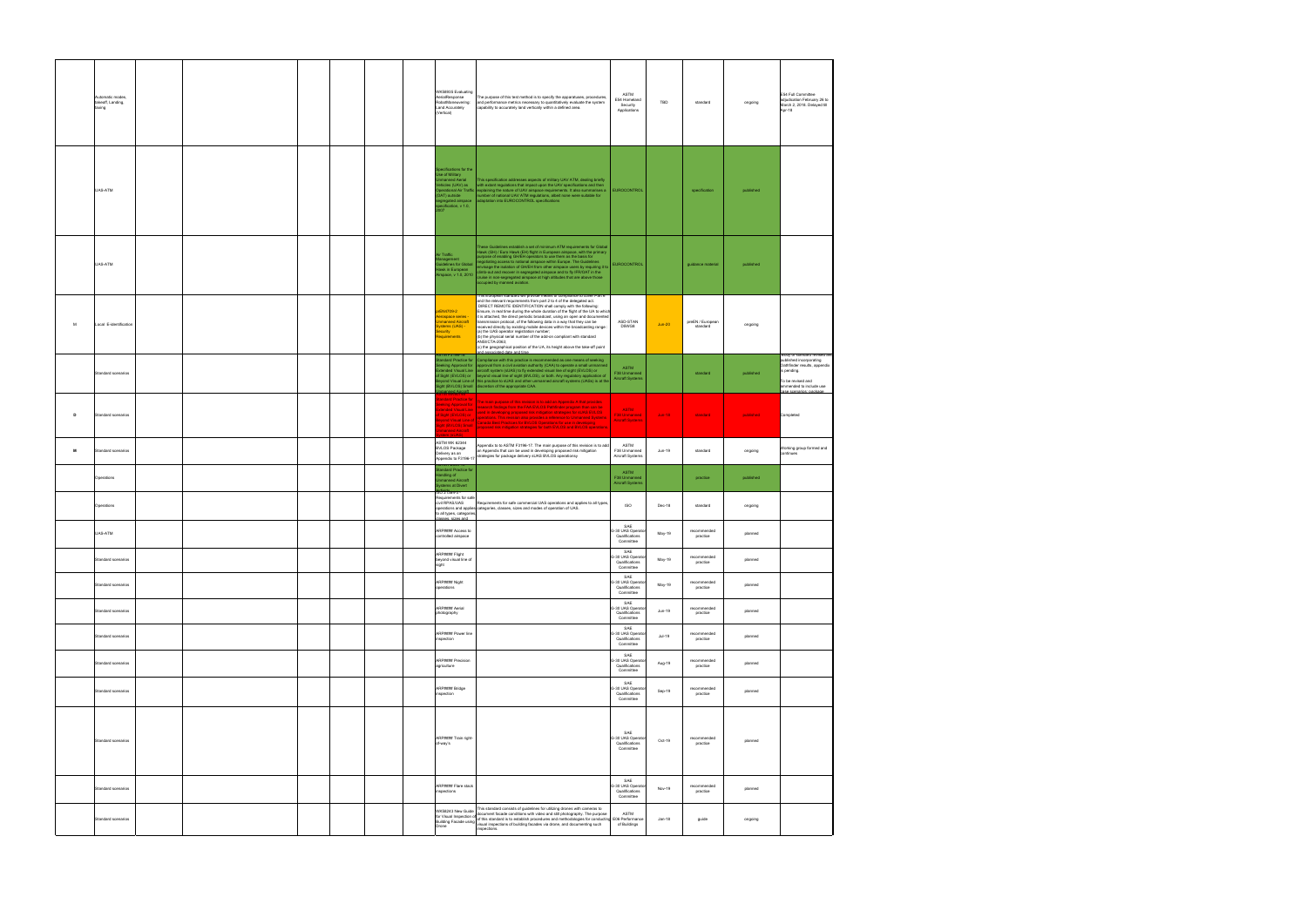|  |  |  |  |  |  |  |  |  |  |  |  |  |  |  |
|---|---|---|---|---|---|---|---|---|---|---|---|---|---|---|
|  | Automatic modes, takeoff, Landing, Swing |  |  |  |  |  |  | WK58930 Evaluating Aerial Response Robot Maneuvering: Land Accurately (Vertical) | The purpose of this test method is to specify the apparatuses, procedures, and performance metrics necessary to quantitatively evaluate the system capability to accurately land vertically within a defined area. | ASTM E54 Homeland Security Applications | TBD | standard | ongoing | E54 Full Committee adjudication February 26 to March 2, 2018. Delayed til Apr-18 |
|  | UAS-ATM |  |  |  |  |  |  | Specifications for the Use of Military Unmanned Aerial Vehicles (UAV) as Operational Air Traffic (OAT) outside segregated airspace specification, v 1.0, 2007 | This specification addresses aspects of military UAV ATM, dealing briefly with extant regulations that impact upon the UAV specifications and then explaining the nature of UAV airspace requirements. It also summarises a number of national UAV ATM regulations, albeit none were suitable for adaptation into EUROCONTROL specifications. | EUROCONTROL |  | specification | published |  |
|  | UAS-ATM |  |  |  |  |  |  | Air Traffic Management Guidelines for Global Hawk in European Airspace, v 1.0, 2010 | These Guidelines establish a set of minimum ATM requirements for Global Hawk (GH) / Euro Hawk (EH) flight in European airspace, with the primary purpose of enabling GH/EH operations to use them as the basis for negotiating access to national airspace within Europe. The Guidelines envisage the isolation of GH/EH from other airspace users by requiring it to climb-out and recover in segregated airspace and to fly IFR/OAT in the cruise in non-segregated airspace at high altitudes that are above those occupied by manned aviation. | EUROCONTROL |  | guidance material | published |  |
| III | Local E-identification |  |  |  |  |  |  | prEN4709-2 Aerospace series - Unmanned Aircraft Systems (UAS) - Security Requirements | This European standard will provide means of compliance to Direct Remote Identification and the relevant requirements from part 2 to 4 of the delegated act. DIRECT REMOTE IDENTIFICATION shall comply with the following: Ensure, in real time during the whole duration of the flight of the UA to which it is attached, the direct periodic broadcast, using an open and documented transmission protocol, of the following data in a way that they can be received directly by existing mobile devices within the broadcasting range: (a) the UAS operator registration number; (b) the physical serial number of the add-on compliant with standard ANSI/CTA-2063; (c) the geographical position of the UA, its height above the take-off point and associated date and time | ASD-STAN D5WG8 | Jun-20 | prEN / European standard | ongoing |  |
|  | Standard scenarios |  |  |  |  |  |  | ASTM F3196-18 Standard Practice for Seeking Approval for Extended Visual Line of Sight (EVLOS) or Beyond Visual Line of Sight (BVLOS) Small Unmanned Aircraft | Compliance with this practice is recommended as one means of seeking approval from a civil aviation authority (CAA) to operate a small unmanned aircraft system (sUAS) to fly extended visual line of sight (EVLOS) or beyond visual line of sight (BVLOS), or both. Any regulatory application of this practice to sUAS and other unmanned aircraft systems (UASs) is at the discretion of the appropriate CAA. | ASTM F38 Unmanned Aircraft Systems |  | standard | published | Body of standard revised and published incorporating Pathfinder results; appendix is pending. To be revised and ammended to include use case scenarios package |
| III | Standard scenarios |  |  |  |  |  |  | Standard Practice for Seeking Approval for Extended Visual Line of Sight (EVLOS) or Beyond Visual Line of Sight (BVLOS) Small Unmanned Aircraft Systems (sUAS) | The main purpose of this revision is to add an Appendix that provides relevant findings from the FAA UAS Pathfinder program that can be used in developing proposed risk mitigation strategies for sUAS BVLOS operations. This revision also provides a reference to Unmanned Systems Canada best practices for BVLOS Operations for use in developing proposed risk mitigation strategies for Canadian BVLOS operations | ASTM F38 Unmanned Aircraft Systems | Jun-18 | standard | published | Completed |
| III | Standard scenarios |  |  |  |  |  |  | ASTM WK 62344 BVLOS Package Delivery as an Appendix to F3196-17 | Appendix to to ASTM F3196-17. The main purpose of this revision is to add an Appendix that can be used in developing proposed risk mitigation strategies for package delivery sUAS BVLOS operations | ASTM F38 Unmanned Aircraft Systems | Jun-19 | standard | ongoing | Working group formed and continues |
|  | Operations |  |  |  |  |  |  | Standard Practice for Handling of Unmanned Aircraft Systems at Divert |  | ASTM F38 Unmanned Aircraft Systems |  | practice | published |  |
|  | Operations |  |  |  |  |  |  | ISO 21384-3 Requirements for safe civil RPAS/UAS operations and applies to all types, categories, classes, sizes and | Requirements for safe commercial UAS operations and applies to all types, categories, classes, sizes and modes of operation of UAS. | ISO | Dec-18 | standard | ongoing |  |
|  | UAS-ATM |  |  |  |  |  |  | ARP#### Access to controlled airspace |  | SAE G-30 UAS Operator Qualifications Committee | May-19 | recommended practice | planned |  |
|  | Standard scenarios |  |  |  |  |  |  | ARP#### Flight beyond visual line of sight |  | SAE G-30 UAS Operator Qualifications Committee | May-19 | recommended practice | planned |  |
|  | Standard scenarios |  |  |  |  |  |  | ARP#### Night operations |  | SAE G-30 UAS Operator Qualifications Committee | May-19 | recommended practice | planned |  |
|  | Standard scenarios |  |  |  |  |  |  | ARP#### Aerial photography |  | SAE G-30 UAS Operator Qualifications Committee | Jun-19 | recommended practice | planned |  |
|  | Standard scenarios |  |  |  |  |  |  | ARP#### Power line inspection |  | SAE G-30 UAS Operator Qualifications Committee | Jul-19 | recommended practice | planned |  |
|  | Standard scenarios |  |  |  |  |  |  | ARP#### Precision agriculture |  | SAE G-30 UAS Operator Qualifications Committee | Aug-19 | recommended practice | planned |  |
|  | Standard scenarios |  |  |  |  |  |  | ARP#### Bridge inspection |  | SAE G-30 UAS Operator Qualifications Committee | Sep-19 | recommended practice | planned |  |
|  | Standard scenarios |  |  |  |  |  |  | ARP#### Train right-of-ways |  | SAE G-30 UAS Operator Qualifications Committee | Oct-19 | recommended practice | planned |  |
|  | Standard scenarios |  |  |  |  |  |  | ARP#### Flare stack inspections |  | SAE G-30 UAS Operator Qualifications Committee | Nov-19 | recommended practice | planned |  |
|  | Standard scenarios |  |  |  |  |  |  | WK58243 New Guide for Visual Inspection of Building Facade using Drone | This standard consists of guidelines for utilizing drones with cameras to document facade conditions with video and still photography. The purpose of this standard is to establish procedures and methodologies for conducting visual inspections of building facades via drone, and documenting such inspections. | ASTM E06 Performance of Buildings | Jan-18 | guide | ongoing |  |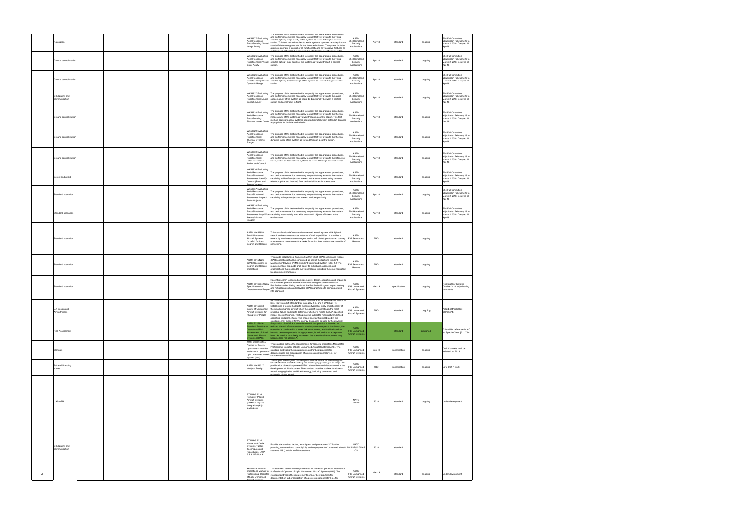| | | | | | | | | | | | | |
|---|---|---|---|---|---|---|---|---|---|---|---|---|
| | Navigation | | | | | WK58677 Evaluating Aerial Response Robot Sensing: Visual Image Acuity | The purpose of this test method is to specify the apparatuses, procedures, and performance metrics necessary to quantitatively evaluate the visual (electro-optical) image acuity of the system as viewed through a control station. This test method applies to aerial systems operated remotely from a standoff distance appropriate for the intended mission. The system includes a remote operator in control of all functionality and any assistive features or autonomous behaviors that improve the effectiveness or efficiency of the | ASTM E54 Homeland Security Applications | Apr-18 | standard | ongoing | E54 Full Committee adjudication February 26 to March 2, 2018. Delayed till Apr-18 |
| | Ground control station | | | | | WK58925 Evaluating Aerial Response Robot Sensing: Visual Color Acuity | The purpose of this test method is to specify the apparatuses, procedures, and performance metrics necessary to quantitatively evaluate the visual (electro-optical) color acuity of the system as viewed through a control station. | ASTM E54 Homeland Security Applications | Apr-18 | standard | ongoing | E54 Full Committee adjudication February 26 to March 2, 2018. Delayed till Apr-18 |
| | Ground control station | | | | | WK58926 Evaluating Aerial Response Robot Sensing: Visual Dynamic Range | The purpose of this test method is to specify the apparatuses, procedures, and performance metrics necessary to quantitatively evaluate the visual (electro-optical) dynamic range of the system as viewed through a control station. | ASTM E54 Homeland Security Applications | Apr-18 | standard | ongoing | E54 Full Committee adjudication February 26 to March 2, 2018. Delayed till Apr-18 |
| | C3 datalink and communication | | | | | WK58927 Evaluating Aerial Response Robot Sensing: Audio Speech Acuity | The purpose of this test method is to specify the apparatuses, procedures, and performance metrics necessary to quantitatively evaluate the audio speech acuity of the system as heard bi-directionally between a control station and aerial robot in flight. | ASTM E54 Homeland Security Applications | Apr-18 | standard | ongoing | E54 Full Committee adjudication February 26 to March 2, 2018. Delayed till Apr-18 |
| | Ground control station | | | | | WK58928 Evaluating Aerial Response Robot Sensing: Thermal Image Acuity | The purpose of this test method is to specify the apparatuses, procedures, and performance metrics necessary to quantitatively evaluate the thermal image acuity of the system as viewed through control station. This test method applies to aerial systems operated remotely from a standoff distance appropriate for the intended mission. | ASTM E54 Homeland Security Applications | Apr-18 | standard | ongoing | E54 Full Committee adjudication February 26 to March 2, 2018. Delayed till Apr-18 |
| | Ground control station | | | | | WK58929 Evaluating Aerial Response Robot Sensing: Thermal Dynamic Range | The purpose of this test method is to specify the apparatuses, procedures, and performance metrics necessary to quantitatively evaluate the thermal dynamic range of the system as viewed through a control station. | ASTM E54 Homeland Security Applications | Apr-18 | standard | ongoing | E54 Full Committee adjudication February 26 to March 2, 2018. Delayed till Apr-18 |
| | Ground control station | | | | | WK58930 Evaluating Aerial Response Robot Sensing: Latency of Video, Audio, and Control | The purpose of this test method is to specify the apparatuses, procedures, and performance metrics necessary to quantitatively evaluate the latency of video, audio, and control sub-systems as viewed through a control station. | ASTM E54 Homeland Security Applications | Apr-18 | standard | ongoing | E54 Full Committee adjudication February 26 to March 2, 2018. Delayed till Apr-18 |
| | Detect and avoid | | | | | WK58936 Evaluating Aerial Response Robot Situational Awareness: Identify Objects (Point and Zoom Cameras) | The purpose of this test method is to specify the apparatuses, procedures, and performance metrics necessary to quantitatively evaluate the system capability to identify objects of interest in the environment using cameras (electro-optical and thermal) from defined altitudes in open space. | ASTM E54 Homeland Security Applications | Apr-18 | standard | ongoing | E54 Full Committee adjudication February 26 to March 2, 2018. Delayed till Apr-18 |
| | Standard scenarios | | | | | WK58937 Evaluating Aerial Response Robot Situational Awareness: Inspect Static Objects | The purpose of this test method is to specify the apparatuses, procedures, and performance metrics necessary to quantitatively evaluate the system capability to inspect objects of interest in close proximity. | ASTM E54 Homeland Security Applications | Apr-18 | standard | ongoing | E54 Full Committee adjudication February 26 to March 2, 2018. Delayed till Apr-18 |
| | Standard scenarios | | | | | WK58938 Evaluating Aerial Response Robot Situational Awareness: Map Wide Areas (Stitched Images) | The purpose of this test method is to specify the apparatuses, procedures, and performance metrics necessary to quantitatively evaluate the system capability to accurately map wide areas with objects of interest in the environment. | ASTM E54 Homeland Security Applications | Apr-18 | standard | ongoing | E54 Full Committee adjudication February 26 to March 2, 2018. Delayed till Apr-18 |
| | Standard scenarios | | | | | ASTM WK52858 Small Unmanned Aircraft Systems (sUASs) for Land Search and Rescue | This classification defines small unmanned aircraft system (sUAS) land search and rescue resources in terms of their capabilities. It provides a means by which resource managers and sUAS pilots/operators can convey to emergency management the tasks for which their systems are capable of performing. | ASTM F32 Search and Rescue | TBD | standard | ongoing | |
| | Standard scenarios | | | | | ASTM WK54226 sUAS Operations in Search and Rescue Operations | This guide establishes a framework within which sUAS search and rescue (SAR) operations shall be conducted as part of the National Incident Management System (NIMS)/Incident Command System (ICS). 1.2 The requirements of this guide shall apply to individuals, agencies, and organizations that respond to SAR operations, including those not regulated by government mandates. | ASTM F32 Search and Rescue | TBD | standard | ongoing | |
| | Standard scenarios | | | | | ASTM WK60342 New Specification for Operation over People | Recent research conducted on risk, safety, design, operations and impact to inform development of standard with supporting documentation from Pathfinder studies. Using results of the Pathfinder Program, impact testing and mitigations such as deployable sUAS parachutes to be incorporated into standard. | ASTM F38 Unmanned Aircraft Systems | Mar-19 | specification | ongoing | Final draft for ballot in October 2018, adjudicating comments |
| | UA Design and Airworthiness | | | | | ASTM WK56338 Safety of Unmanned Aircraft Systems for Flying Over People | Develop a draft standard for product meeting of UAS weighing 250 grams or less. Develop draft standard for Category 2, 3, and 4 UAS that: (1) Establishes a test method(s) to measure typical or likely impact energy of the small unmanned aircraft when the aircraft is operating in the most probable failure mode(s) to determine whether it meets the FAA specified impact energy threshold. Testing may be subject to manufacturer defined operating limitations, if any. The impact energy threshold used in the standards may account for the energy dissipation caused by the physical | ASTM F38 Unmanned Aircraft Systems | TBD | standard | ongoing | Adjudicating ballot comments |
| | Risk Assessment | | | | | ASTM F3178-16 Standard Practice for Operational Risk Assessment of Small Unmanned Aircraft Systems (sUAS) | Preparation of an ORA in accordance with this practice is intended to reduce, the risk of an operation in which system complexity is minimal, the operation is conducted in a lower risk environment, and the likelihood for harm to people or property, though present, is reduced to an acceptable level. As mission complexity increases, the operational environment may become less risk tolerant A | ASTM F38 Unmanned Aircraft Systems | | standard | published | This will be reference in AC for Special Class §21.17(b) |
| | Manuals | | | | | ASTM WK62914 New Practice for General Operations Manual for Professional Operator of Light Unmanned Aircraft Systems (UAS) | This standard defines the requirements for General Operations Manual for Professional Operator of Light Unmanned Aircraft Systems (UAS). The standard addresses the requirements and/or best practices for documentation and organization of a professional operator (i.e., for compensation and hire). | ASTM F38 Unmanned Aircraft Systems | Sep-19 | specification | ongoing | Draft Complete - will be balloted Jun 2019 |
| | Take off/ Landing zones | | | | | ASTM WK59317 Vertiport Design | To support the design of civil vertiports and vertistops for the landing and takeoff of VTOL aircraft boarding and discharging passengers or cargo. The proliferation of electric-powered VTOL should be carefully considered in the development of this document.The standard must be scalable to address aircraft ranging in size and kinetic energy, including unmanned and optionally piloted aircraft. | ASTM F38 Unmanned Aircraft Systems | TBD | specification | ongoing | New draft in work |
| | UAS-ATM | | | | | STANAG 7234 Remotely Piloted Aircraft Systems (RPAS) Airspace Integration (AI) - AATMP-51 | | NATO FINAS | 2018 | standard | ongoing | Under development |
| | C3 datalink and communication | | | | | STANAG 7232 Unmanned Aerial Systems Tactics Techniques and Procedures - ATP-3.3.8.2 Edition A | Provide standardized tactics, techniques, and procedures 217 for the planning, command and control (C2), and employment of unmanned aircraft systems 218 (UAS) in NATO operations | NATO MCASB/JCGUAS OS | 2018 | standard | | |
| A | | | | | | Operations Manual for Professional Operator of Light Unmanned Aircraft Systems | This standard defines the requirements for General Operations Manual for Professional Operator of Light Unmanned Aircraft Systems (UAS). The standard addresses the requirements and/or best practices for documentation and organization of a professional operator (i.e., for | ASTM F38 Unmanned Aircraft Systems | Mar-19 | standard | ongoing | Under development |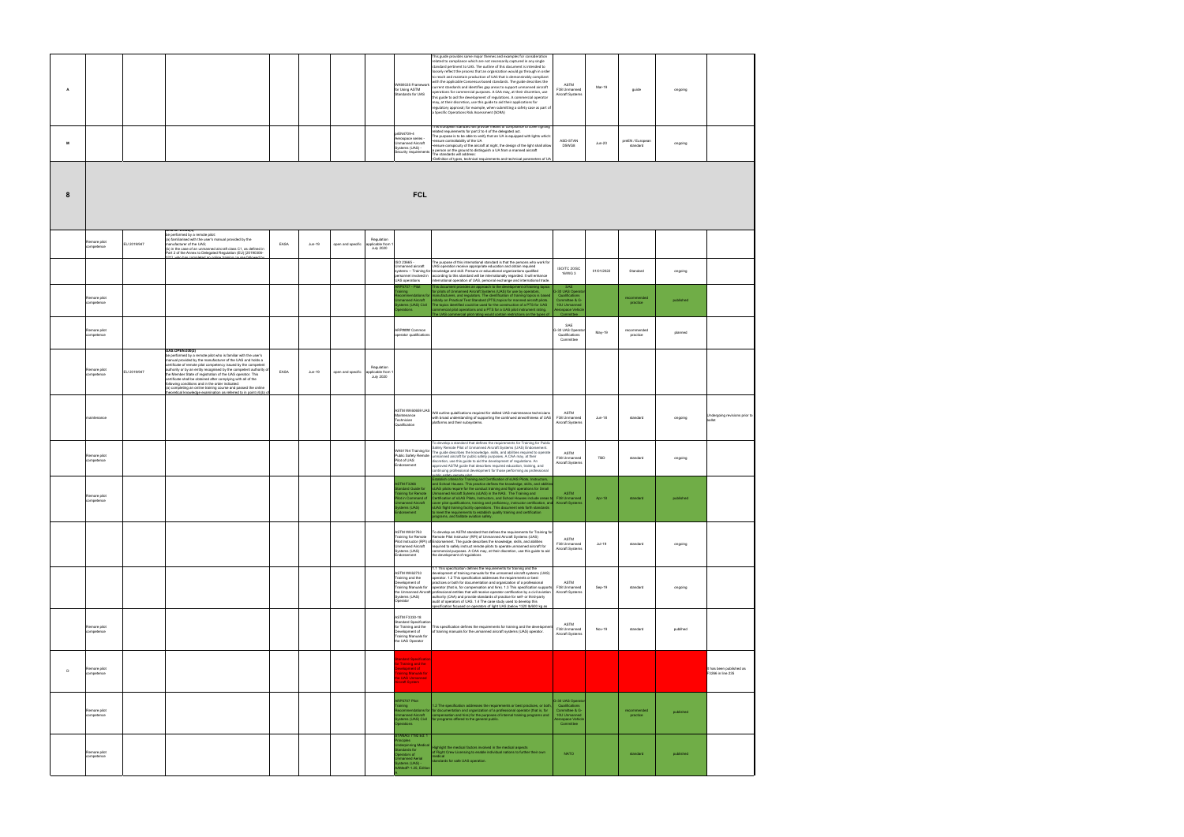| | | | | | | | | | | | | | |
|---|---|---|---|---|---|---|---|---|---|---|---|---|---|
| A | | | | | | | WK69335 Framework for Using ASTM Standards for UAS | This guide provides some major themes and examples for consideration related to compliance which are not necessarily captured in any single standard pertinent to UAS. The outline of this document is intended to loosely reflect the process that an organization would go through in order to reach and maintain production of UAS that is demonstrably compliant with the applicable Consensus-based standards. The guide describes the current standards and identifies gap areas to support unmanned aircraft operations for commercial purposes. A CAA may, at their discretion, use this guide to aid the development of regulations. A commercial operator may, at their discretion, use this guide to aid their applications for regulatory approval; for example, when submitting a safety case as part of a Specific Operations Risk Assessment (SORA) | ASTM F38 Unmanned Aircraft Systems | Mar-19 | guide | ongoing | |
| M | | | | | | | prEN4709-4 Aerospace series - Unmanned Aircraft Systems (UAS) - Security requirements | This European standard will provide means of compliance to cover lighting related requirements for part 2 to 4 of the delegated act. The purpose is to be able to verify that an UA is equipped with lights which: •ensure controllability of the UA •ensure conspicuity of the aircraft at night, the design of the light shall allow a person on the ground to distinguish a UA from a manned aircraft The standards will address: •Definition of types, technical requirements and technical parameters of UA | ASD-STAN D5WG8 | Jun-20 | prEN / European standard | ongoing | |
| 8 | | | | | | | FCL | | | | | | |
| Remote pilot competence | EU 2019/947 | ...be performed by a remote pilot: (a) familiarised with the user's manual provided by the manufacturer of the UAS; (b) in the case of an unmanned aircraft class C1, as defined in Part 2 of the Annex to Delegated Regulation (EU) 2019/945, who has completed an online training course followed by... | EASA | Jun-19 | open and specific | Regulation applicable from 1 July 2020 | | | | | | | |
| | | | | | | | ISO 23665 - Unmanned aircraft systems -- Training for personnel involved in UAS operations | The purpose of this international standard is that the persons who work for UAS operation receive appropriate education and obtain required knowledge and skill. Persons or educational organizations qualified according to this standard will be internationally regarded. It will enhance international operation of UAS, personal exchange and international trade | ISO/TC 20/SC 16/WG 3 | 01/01/2022 | Standard | ongoing | |
| Remote pilot competence | | | | | | | ARP5707 - Pilot Training Recommendations for Unmanned Aircraft Systems (UAS) Civil Operations | This document provides an approach to the development of training topics for pilots of Unmanned Aircraft Systems (UAS) for use by operators, manufacturers, and regulators. The identification of training topics is based initially on Practical Test Standard (PTS) topics for manned aircraft pilots. The topics identified could be used for the construction of a PTS for UAS commercial pilot operations and a PTS for a UAS pilot instrument rating. The UAS commercial pilot rating would contain restrictions on the types of... | SAE G-30 UAS Operator Qualifications Committee & G-10U Unmanned Aerospace Vehicle Committee | | recommended practice | published | |
| Remote pilot competence | | | | | | | ARP6698 Common operator qualifications | | SAE G-30 UAS Operator Qualifications Committee | May-19 | recommended practice | planned | |
| Remote pilot competence | EU 2019/947 | UAS.OPEN.030(2) be performed by a remote pilot who is familiar with the user's manual provided by the manufacturer of the UAS and holds a certificate of remote pilot competency issued by the competent authority or by an entity recognised by the competent authority of the Member State of registration of the UAS operator. This certificate shall be obtained after complying with all of the following conditions and in the order indicated: (a) completing an online training course and passed the online theoretical knowledge examination as referred to in point (4)(b) of... | EASA | Jun-19 | open and specific | Regulation applicable from 1 July 2020 | | | | | | | |
| maintenance | | | | | | | ASTM WK60659 UAS Maintenance Technician Qualification | Will outline qualifications required for skilled UAS maintenance technicians with broad understanding of supporting the continued airworthiness of UAS platforms and their subsystems. | ASTM F38 Unmanned Aircraft Systems | Jun-18 | standard | ongoing | Undergoing revisions prior to ballot |
| Remote pilot competence | | | | | | | WK61764 Training for Public Safety Remote Pilot of UAS Endorsement | To develop a standard that defines the requirements for Training for Public Safety Remote Pilot of Unmanned Aircraft Systems (UAS) Endorsement. The guide describes the knowledge, skills, and abilities required to operate unmanned aircraft for public safety purposes. A CAA may, at their discretion, use this guide to aid the development of regulations. An approved ASTM guide that describes required education, training, and continuing professional development for those performing as professional... | ASTM F38 Unmanned Aircraft Systems | TBD | standard | ongoing | |
| Remote pilot competence | | | | | | | ASTM F3266 Standard Guide for Training for Remote Pilot in Command of Unmanned Aircraft Systems (UAS) Endorsement | Establish criteria for Training and Certification of sUAS Pilots, Instructors, and School Houses. This practice defines the knowledge, skills, and abilities sUAS pilots require for the conduct training and flight operations for Small Unmanned Aircraft Systems (sUAS) in the NAS. The Training and Certification of sUAS Pilots, Instructors, and School Houses include areas for owner pilot qualifications, training and proficiency, instructor certification, and sUAS flight training facility operations. This document sets forth standards to meet the requirements to establish quality training and certification programs, and facilitate aviation safety. | ASTM F38 Unmanned Aircraft Systems | Apr-18 | standard | published | |
| | | | | | | | ASTM WK61763 Training for Remote Pilot Instructor (RPI) of Unmanned Aircraft Systems (UAS) Endorsement | To develop an ASTM standard that defines the requirements for Training for Remote Pilot Instructor (RPI) of Unmanned Aircraft Systems (UAS) Endorsement. The guide describes the knowledge, skills, and abilities required to safely instruct remote pilots to operate unmanned aircraft for commercial purposes. A CAA may, at their discretion, use this guide to aid the development of regulations. | ASTM F38 Unmanned Aircraft Systems | Jul-19 | standard | ongoing | |
| | | | | | | | ASTM WK62733 Training and the Development of Training Manuals for the Unmanned Aircraft Systems (UAS) Operator | 1.1 This specification defines the requirements for training and the development of training manuals for the unmanned aircraft systems (UAS) operator. 1.2 This specification addresses the requirements or best practices or both for documentation and organization of a professional operator (that is, for compensation and hire). 1.3 This specification supports professional entities that will receive operator certification by a civil aviation authority (CAA) and provide standards of practice for self- or third-party audit of operators of UAS. 1.4 The case study used to develop this specification focused on operators of light UAS (below 1320 lb/600 kg as... | ASTM F38 Unmanned Aircraft Systems | Sep-19 | standard | ongoing | |
| Remote pilot competence | | | | | | | ASTM F3330-18 Standard Specification for Training and the Development of Training Manuals for the UAS Operator | This specification defines the requirements for training and the development of training manuals for the unmanned aircraft systems (UAS) operator. | ASTM F38 Unmanned Aircraft Systems | Nov-18 | standard | published | |
| O | Remote pilot competence | | | | | | | Standard Specification for Training and the Development of Training Manuals for the UAS Unmanned Aircraft System | | | | | | It has been published as F3266 in line 235 |
| Remote pilot competence | | | | | | | ARP5707 Pilot Training Recommendations for Unmanned Aircraft Systems (UAS) Civil Operations | 1.2 The specification addresses the requirements or best practices, or both for documentation and organization of a professional operator (that is, for compensation and hire) for the purposes of internal training programs and for programs offered to the general public. | G-30 UAS Operator Qualifications Committee & G-10U Unmanned Aerospace Vehicle Committee | | recommended practice | published | |
| Remote pilot competence | | | | | | | STANAG 7192 Ed. 1 Principles Underpinning Medical Standards for Operators of Unmanned Aerial Systems (UAS) - AMedP-1.25, Edition... | Highlight the medical factors involved in the medical aspects of Flight Crew Licensing to enable individual nations to further their own medical standards for safe UAS operation. | NATO | | standard | published | |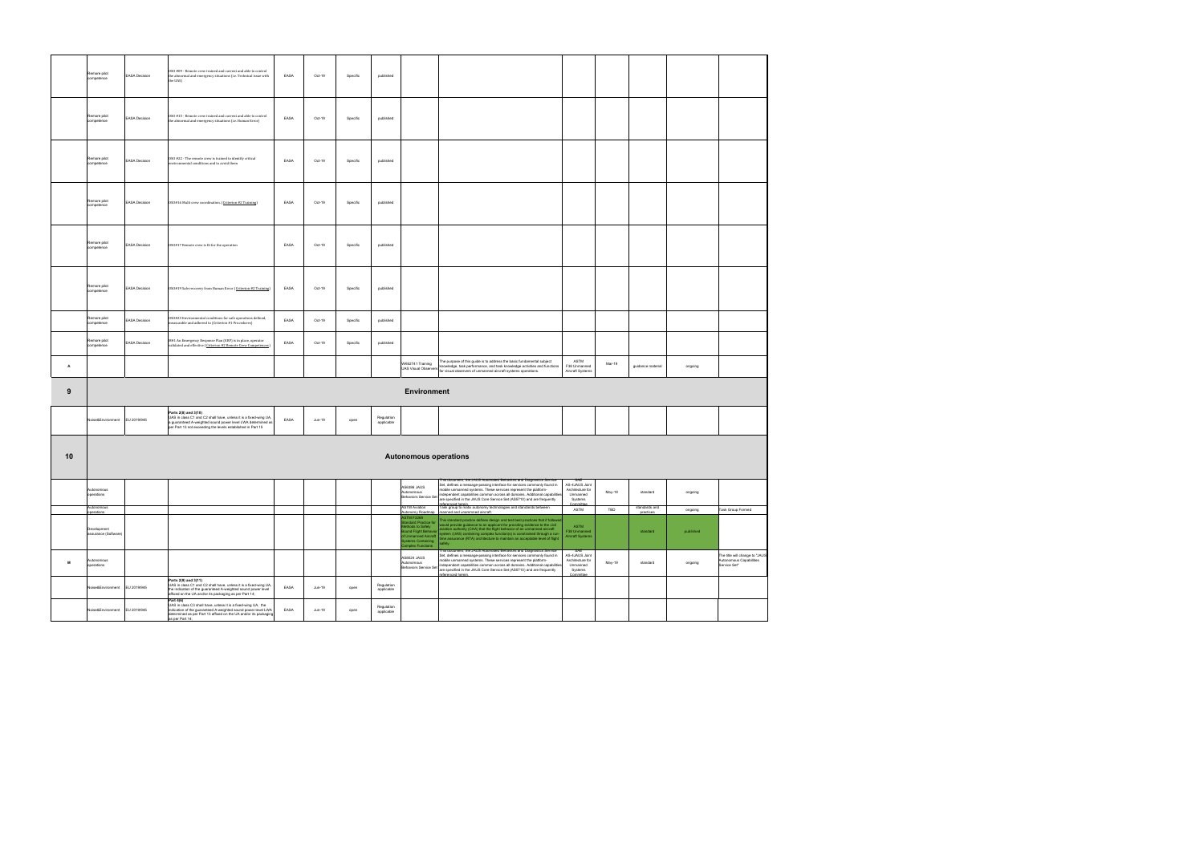| | | | | | | | | | | | | | | |
|---|---|---|---|---|---|---|---|---|---|---|---|---|---|---|
| | Remote pilot competence | EASA Decision | OSO #09 - Remote crew trained and current and able to control the abnormal and emergency situations (i.e. Technical issue with the UAS) | EASA | Oct-19 | Specific | published | | | | | | | |
| | Remote pilot competence | EASA Decision | OSO #15 - Remote crew trained and current and able to control the abnormal and emergency situations (i.e. Human Error) | EASA | Oct-19 | Specific | published | | | | | | | |
| | Remote pilot competence | EASA Decision | OSO #22 - The remote crew is trained to identify critical environmental conditions and to avoid them | EASA | Oct-19 | Specific | published | | | | | | | |
| | Remote pilot competence | EASA Decision | OSO#16 Multi crew coordination (Criterion #2 Training) | EASA | Oct-19 | Specific | published | | | | | | | |
| | Remote pilot competence | EASA Decision | OSO#17 Remote crew is fit for the operation | EASA | Oct-19 | Specific | published | | | | | | | |
| | Remote pilot competence | EASA Decision | OSO#19 Safe recovery from Human Error (Criterion #2 Training) | EASA | Oct-19 | Specific | published | | | | | | | |
| | Remote pilot competence | EASA Decision | OSO#23 Environmental conditions for safe operations defined, measurable and adhered to (Criterion #1 Procedures) | EASA | Oct-19 | Specific | published | | | | | | | |
| | Remote pilot competence | EASA Decision | M1 An Emergency Response Plan (ERP) is in place, operator validated and effective (Criterion #2 Remote Crew Competences) | EASA | Oct-19 | Specific | published | | | | | | | |
| A | | | | | | | | WK62741 Training UAS Visual Observers | The purpose of this guide is to address the basic fundamental subject knowledge, task performance, and task knowledge activities and functions for visual observers of unmanned aircraft systems operations. | ASTM F38 Unmanned Aircraft Systems | Mar-19 | guidance material | ongoing | |
| **9** | **Environment** | | | | | | | | | | | | | |
| | Noise&Environment | EU 2019/945 | **Parts 2(8) and 3(10)** UAS in class C1 and C2 shall have, unless it is a fixed-wing UA, a guaranteed A-weighted sound power level LWA determined as per Part 13 not exceeding the levels established in Part 15 | EASA | Jun-19 | open | Regulation applicable | | | | | | | |
| **10** | **Autonomous operations** | | | | | | | | | | | | | |
| | Autonomous operations | | | | | | | AS6286 JAUS Autonomous Behaviors Service Set | This document, the JAUS Autonomous Behaviors and Diagnostics Service Set, defines a message-passing interface for services commonly found in mobile unmanned systems. These services represent the platform-independent capabilities common across all domains. Additional capabilities are specified in the JAUS Core Service Set (AS5710) and are frequently referenced herein. | SAE AS-4JAUS Joint Architecture for Unmanned Systems Committee | May-19 | standard | ongoing | |
| | Autonomous operations | | | | | | | ASTM Aviation Autonomy Roadmap | Task group to study autonomy technologies and standards between manned and unmanned aircraft | ASTM | TBD | Standards and practices | ongoing | Task Group Formed |
| | Development assurance (Software) | | | | | | | ASTM F3269 Standard Practice for Methods to Safely Bound Flight Behavior of Unmanned Aircraft Systems Containing Complex Functions | This standard practice defines design and test best practices that if followed would provide guidance to an applicant for providing evidence to the civil aviation authority (CAA) that the flight behavior of an unmanned aircraft system (UAS) containing complex function(s) is constrained through a run-time assurance (RTA) architecture to maintain an acceptable level of flight safety. | ASTM F38 Unmanned Aircraft Systems | | standard | published | |
| M | Autonomous operations | | | | | | | AS6026 JAUS Autonomous Behaviors Service Set | This document, the JAUS Autonomous Behaviors and Diagnostics Service Set, defines a message-passing interface for services commonly found in mobile unmanned systems. These services represent the platform-independent capabilities common across all domains. Additional capabilities are specified in the JAUS Core Service Set (AS5710) and are frequently referenced herein. | SAE AS-4JAUS Joint Architecture for Unmanned Systems Committee | May-19 | standard | ongoing | The title will change to "JAUS Autonomous Capabilities Service Set" |
| | Noise&Environment | EU 2019/945 | **Parts 2(9) and 3(11)** UAS in class C1 and C2 shall have, unless it is a fixed-wing UA, the indication of the guaranteed A-weighted sound power level affixed on the UA and/or its packaging as per Part 14; | EASA | Jun-19 | open | Regulation applicable | | | | | | | |
| | Noise&Environment | EU 2019/945 | **Part 4(6)** UAS in class C3 shall have, unless it is a fixed-wing UA, the indication of the guaranteed A-weighted sound power level LWA determined as per Part 13 affixed on the UA and/or its packaging as per Part 14; | EASA | Jun-19 | open | Regulation applicable | | | | | | | |